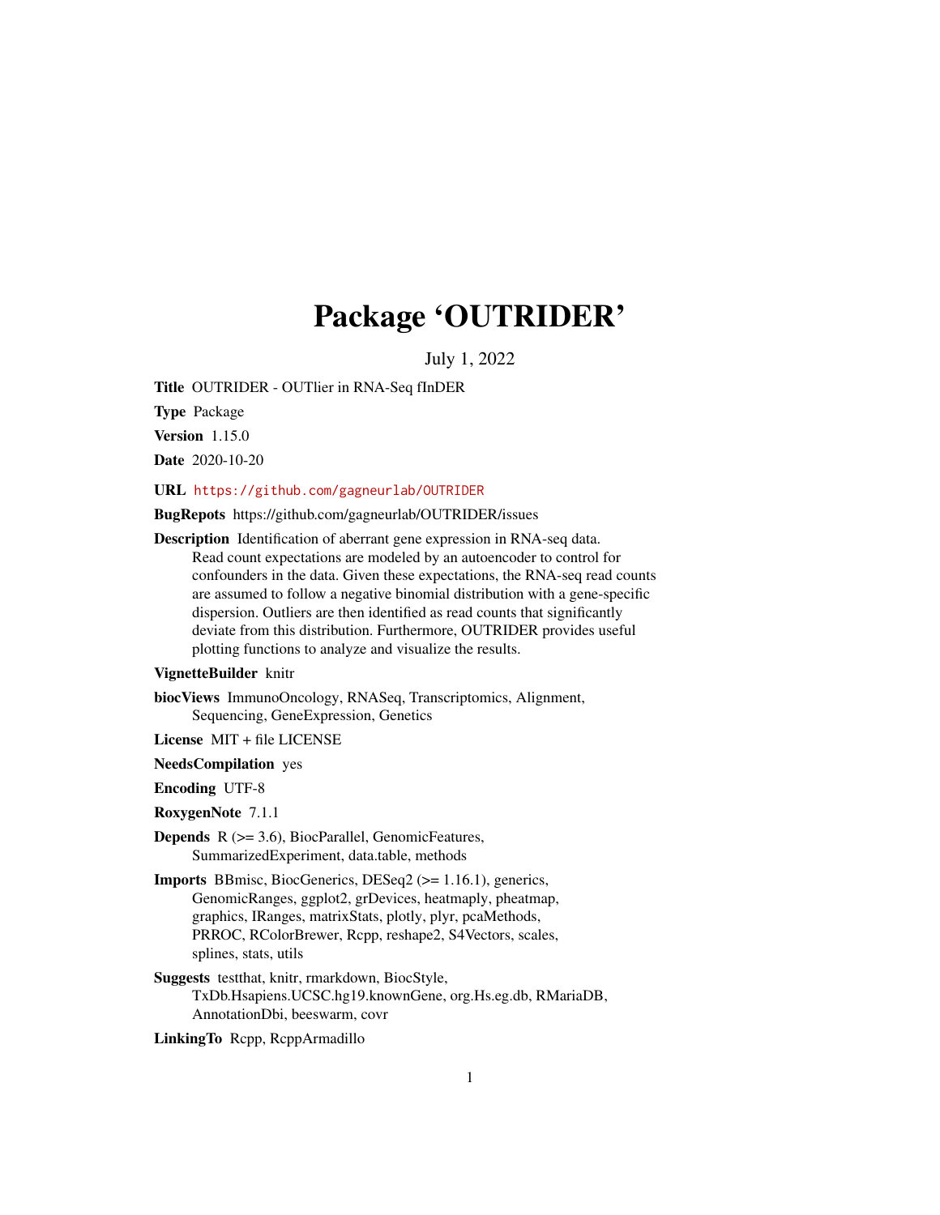# Package 'OUTRIDER'

July 1, 2022

**Title** OUTRIDER - OUTlier in RNA-Seq fInDER

**Type** Package

**Version** 1.15.0

**Date** 2020-10-20

**URL** https://github.com/gagneurlab/OUTRIDER

**BugRepots** https://github.com/gagneurlab/OUTRIDER/issues

**Description** Identification of aberrant gene expression in RNA-seq data. Read count expectations are modeled by an autoencoder to control for confounders in the data. Given these expectations, the RNA-seq read counts are assumed to follow a negative binomial distribution with a gene-specific dispersion. Outliers are then identified as read counts that significantly deviate from this distribution. Furthermore, OUTRIDER provides useful plotting functions to analyze and visualize the results.

**VignetteBuilder** knitr

**biocViews** ImmunoOncology, RNASeq, Transcriptomics, Alignment, Sequencing, GeneExpression, Genetics

**License** MIT + file LICENSE

**NeedsCompilation** yes

**Encoding** UTF-8

**RoxygenNote** 7.1.1

**Depends** R (>= 3.6), BiocParallel, GenomicFeatures, SummarizedExperiment, data.table, methods

**Imports** BBmisc, BiocGenerics, DESeq2 (>= 1.16.1), generics, GenomicRanges, ggplot2, grDevices, heatmaply, pheatmap, graphics, IRanges, matrixStats, plotly, plyr, pcaMethods, PRROC, RColorBrewer, Rcpp, reshape2, S4Vectors, scales, splines, stats, utils

**Suggests** testthat, knitr, rmarkdown, BiocStyle, TxDb.Hsapiens.UCSC.hg19.knownGene, org.Hs.eg.db, RMariaDB, AnnotationDbi, beeswarm, covr

**LinkingTo** Rcpp, RcppArmadillo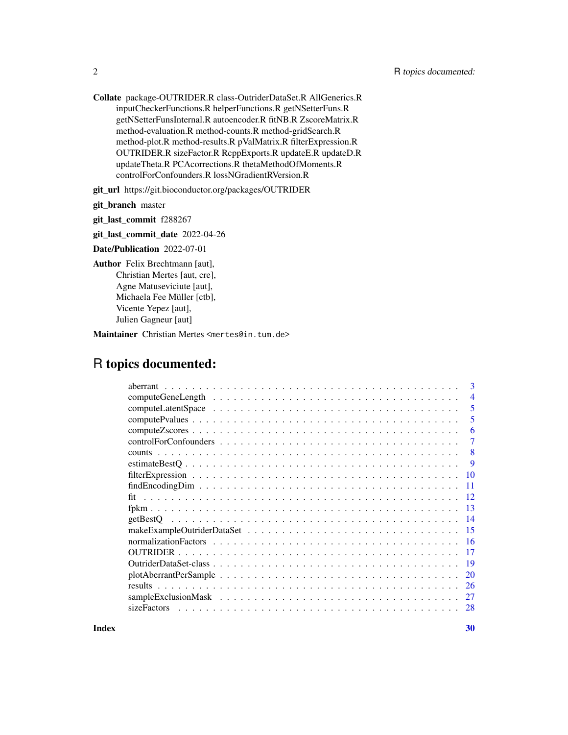**Collate** package-OUTRIDER.R class-OutriderDataSet.R AllGenerics.R inputCheckerFunctions.R helperFunctions.R getNSetterFuns.R getNSetterFunsInternal.R autoencoder.R fitNB.R ZscoreMatrix.R method-evaluation.R method-counts.R method-gridSearch.R method-plot.R method-results.R pValMatrix.R filterExpression.R OUTRIDER.R sizeFactor.R RcppExports.R updateE.R updateD.R updateTheta.R PCAcorrections.R thetaMethodOfMoments.R controlForConfounders.R lossNGradientRVersion.R

**git_url** https://git.bioconductor.org/packages/OUTRIDER

**git_branch** master

**git_last_commit** f288267

**git_last_commit_date** 2022-04-26

**Date/Publication** 2022-07-01

**Author** Felix Brechtmann [aut], Christian Mertes [aut, cre], Agne Matuseviciute [aut], Michaela Fee Müller [ctb], Vicente Yepez [aut], Julien Gagneur [aut]

**Maintainer** Christian Mertes <mertes@in.tum.de>

# R topics documented:

| Topic | Page |
|---|---|
| aberrant | 3 |
| computeGeneLength | 4 |
| computeLatentSpace | 5 |
| computePvalues | 5 |
| computeZscores | 6 |
| controlForConfounders | 7 |
| counts | 8 |
| estimateBestQ | 9 |
| filterExpression | 10 |
| findEncodingDim | 11 |
| fit | 12 |
| fpkm | 13 |
| getBestQ | 14 |
| makeExampleOutriderDataSet | 15 |
| normalizationFactors | 16 |
| OUTRIDER | 17 |
| OutriderDataSet-class | 19 |
| plotAberrantPerSample | 20 |
| results | 26 |
| sampleExclusionMask | 27 |
| sizeFactors | 28 |
| **Index** | **30** |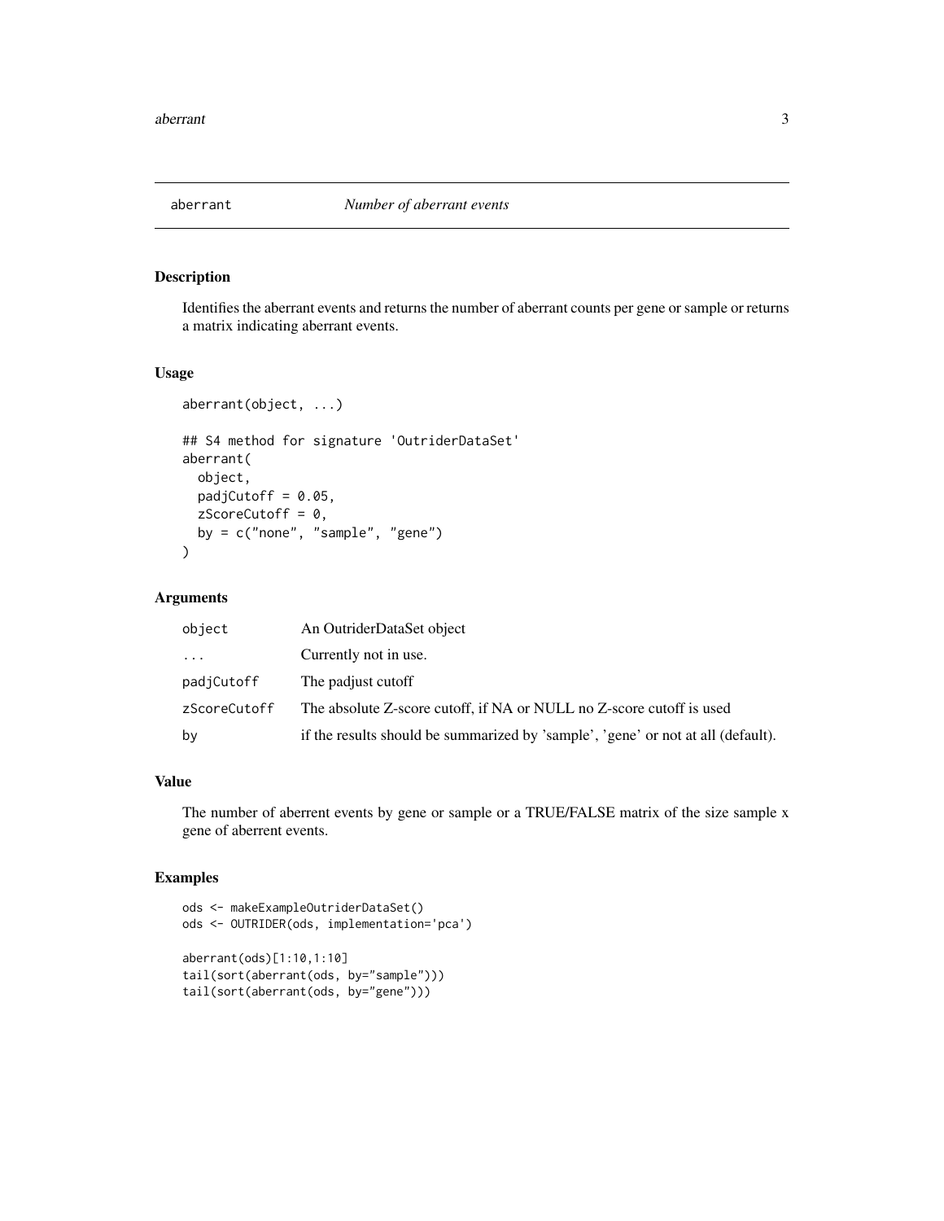# aberrant — *Number of aberrant events*

## Description

Identifies the aberrant events and returns the number of aberrant counts per gene or sample or returns a matrix indicating aberrant events.

## Usage

```
aberrant(object, ...)

## S4 method for signature 'OutriderDataSet'
aberrant(
  object,
  padjCutoff = 0.05,
  zScoreCutoff = 0,
  by = c("none", "sample", "gene")
)
```

## Arguments

| | |
|---|---|
| `object` | An OutriderDataSet object |
| `...` | Currently not in use. |
| `padjCutoff` | The padjust cutoff |
| `zScoreCutoff` | The absolute Z-score cutoff, if NA or NULL no Z-score cutoff is used |
| `by` | if the results should be summarized by 'sample', 'gene' or not at all (default). |

## Value

The number of aberrent events by gene or sample or a TRUE/FALSE matrix of the size sample x gene of aberrent events.

## Examples

```
ods <- makeExampleOutriderDataSet()
ods <- OUTRIDER(ods, implementation='pca')

aberrant(ods)[1:10,1:10]
tail(sort(aberrant(ods, by="sample")))
tail(sort(aberrant(ods, by="gene")))
```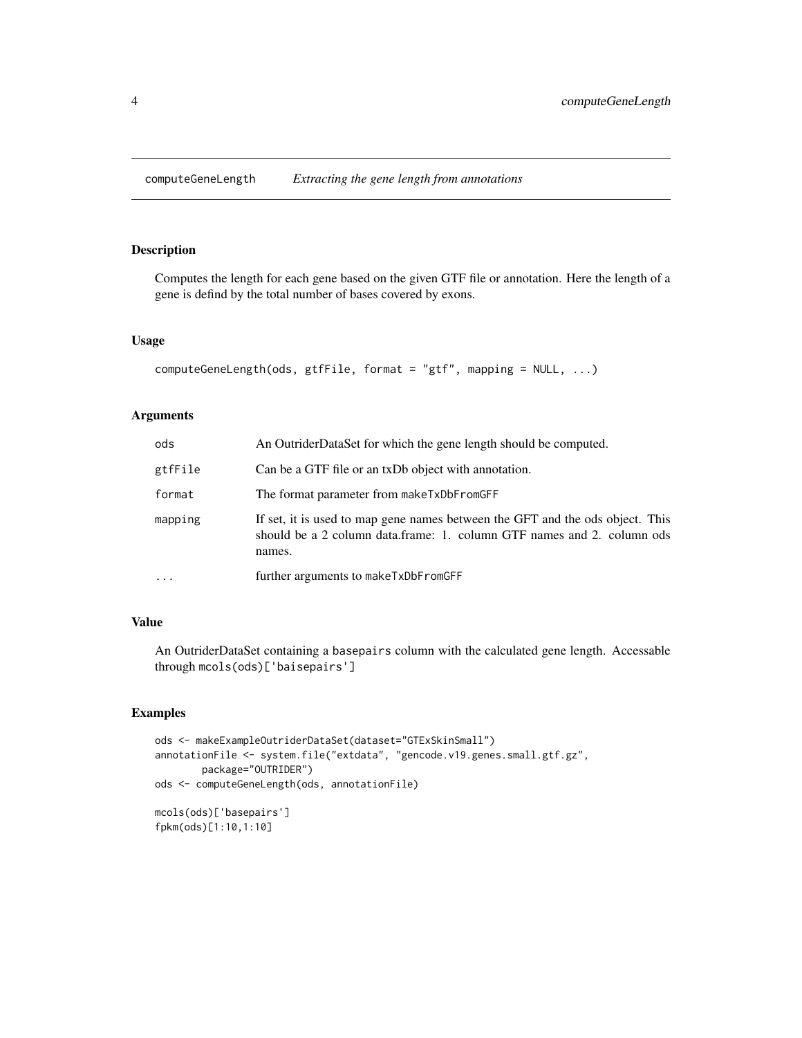## computeGeneLength    *Extracting the gene length from annotations*

### Description

Computes the length for each gene based on the given GTF file or annotation. Here the length of a gene is defind by the total number of bases covered by exons.

### Usage

```
computeGeneLength(ods, gtfFile, format = "gtf", mapping = NULL, ...)
```

### Arguments

| | |
|---|---|
| ods | An OutriderDataSet for which the gene length should be computed. |
| gtfFile | Can be a GTF file or an txDb object with annotation. |
| format | The format parameter from `makeTxDbFromGFF` |
| mapping | If set, it is used to map gene names between the GFT and the ods object. This should be a 2 column data.frame: 1. column GTF names and 2. column ods names. |
| ... | further arguments to `makeTxDbFromGFF` |

### Value

An OutriderDataSet containing a `basepairs` column with the calculated gene length. Accessable through `mcols(ods)['baisepairs']`

### Examples

```
ods <- makeExampleOutriderDataSet(dataset="GTExSkinSmall")
annotationFile <- system.file("extdata", "gencode.v19.genes.small.gtf.gz",
        package="OUTRIDER")
ods <- computeGeneLength(ods, annotationFile)

mcols(ods)['basepairs']
fpkm(ods)[1:10,1:10]
```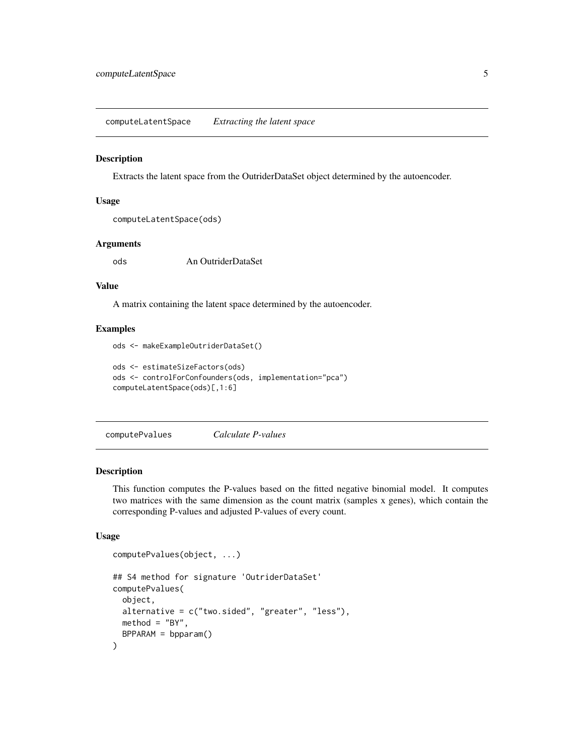## computeLatentSpace *Extracting the latent space*

### Description

Extracts the latent space from the OutriderDataSet object determined by the autoencoder.

### Usage

```
computeLatentSpace(ods)
```

### Arguments

| | |
|---|---|
| ods | An OutriderDataSet |

### Value

A matrix containing the latent space determined by the autoencoder.

### Examples

```
ods <- makeExampleOutriderDataSet()

ods <- estimateSizeFactors(ods)
ods <- controlForConfounders(ods, implementation="pca")
computeLatentSpace(ods)[,1:6]
```

## computePvalues *Calculate P-values*

### Description

This function computes the P-values based on the fitted negative binomial model. It computes two matrices with the same dimension as the count matrix (samples x genes), which contain the corresponding P-values and adjusted P-values of every count.

### Usage

```
computePvalues(object, ...)

## S4 method for signature 'OutriderDataSet'
computePvalues(
  object,
  alternative = c("two.sided", "greater", "less"),
  method = "BY",
  BPPARAM = bpparam()
)
```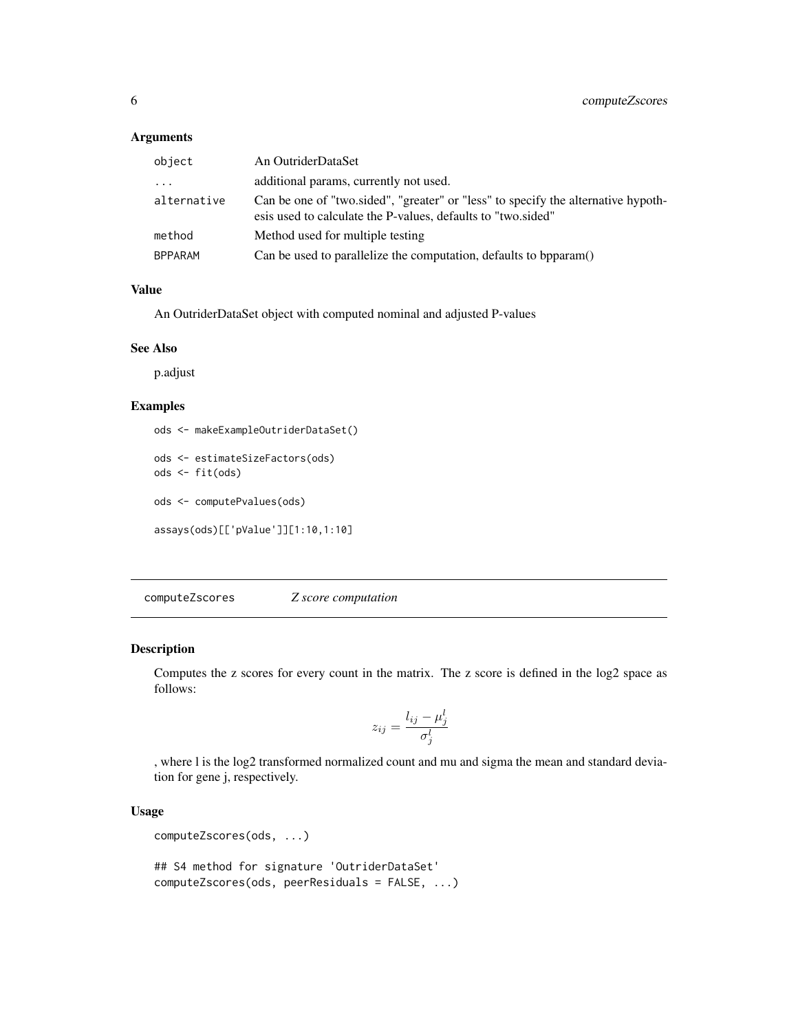### Arguments

| | |
|---|---|
| object | An OutriderDataSet |
| ... | additional params, currently not used. |
| alternative | Can be one of "two.sided", "greater" or "less" to specify the alternative hypothesis used to calculate the P-values, defaults to "two.sided" |
| method | Method used for multiple testing |
| BPPARAM | Can be used to parallelize the computation, defaults to bpparam() |

### Value

An OutriderDataSet object with computed nominal and adjusted P-values

### See Also

p.adjust

### Examples

```
ods <- makeExampleOutriderDataSet()

ods <- estimateSizeFactors(ods)
ods <- fit(ods)

ods <- computePvalues(ods)

assays(ods)[['pValue']][1:10,1:10]
```

---

## computeZscores *Z score computation*

### Description

Computes the z scores for every count in the matrix. The z score is defined in the log2 space as follows:

$$z_{ij} = \frac{l_{ij} - \mu_j^l}{\sigma_j^l}$$

, where l is the log2 transformed normalized count and mu and sigma the mean and standard deviation for gene j, respectively.

### Usage

```
computeZscores(ods, ...)

## S4 method for signature 'OutriderDataSet'
computeZscores(ods, peerResiduals = FALSE, ...)
```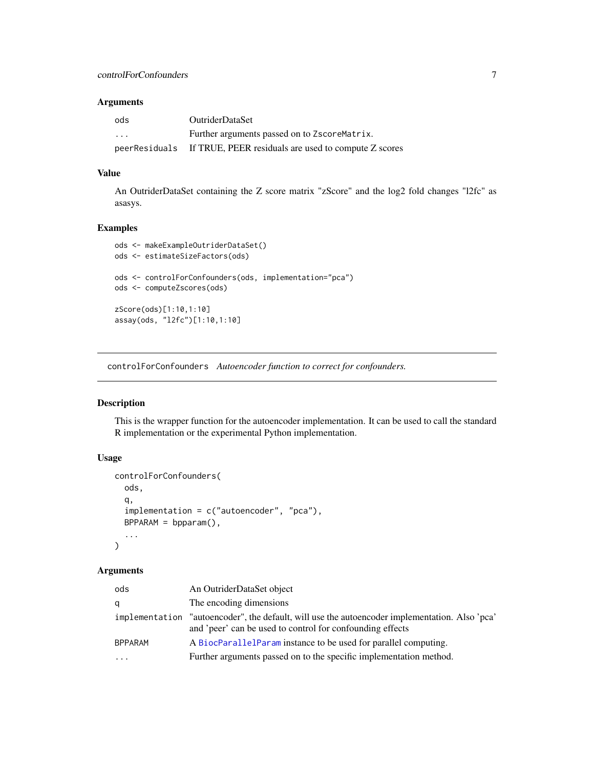### Arguments

| | |
|---|---|
| `ods` | OutriderDataSet |
| `...` | Further arguments passed on to `ZscoreMatrix`. |
| `peerResiduals` | If TRUE, PEER residuals are used to compute Z scores |

### Value

An OutriderDataSet containing the Z score matrix "zScore" and the log2 fold changes "l2fc" as asasys.

### Examples

```
ods <- makeExampleOutriderDataSet()
ods <- estimateSizeFactors(ods)

ods <- controlForConfounders(ods, implementation="pca")
ods <- computeZscores(ods)

zScore(ods)[1:10,1:10]
assay(ods, "l2fc")[1:10,1:10]
```

---

## `controlForConfounders` *Autoencoder function to correct for confounders.*

---

### Description

This is the wrapper function for the autoencoder implementation. It can be used to call the standard R implementation or the experimental Python implementation.

### Usage

```
controlForConfounders(
  ods,
  q,
  implementation = c("autoencoder", "pca"),
  BPPARAM = bpparam(),
  ...
)
```

### Arguments

| | |
|---|---|
| `ods` | An OutriderDataSet object |
| `q` | The encoding dimensions |
| `implementation` | "autoencoder", the default, will use the autoencoder implementation. Also 'pca' and 'peer' can be used to control for confounding effects |
| `BPPARAM` | A `BiocParallelParam` instance to be used for parallel computing. |
| `...` | Further arguments passed on to the specific implementation method. |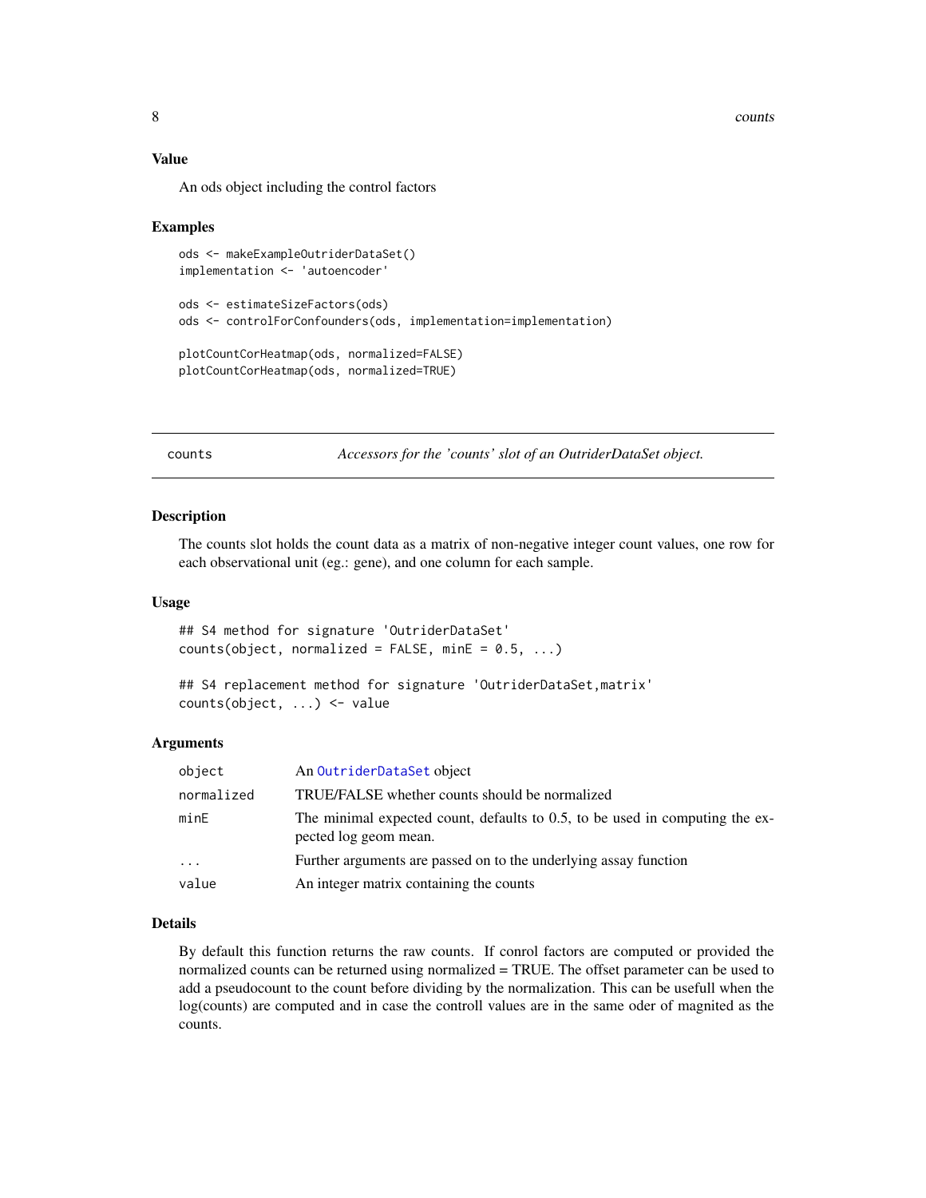### Value

An ods object including the control factors

### Examples

```
ods <- makeExampleOutriderDataSet()
implementation <- 'autoencoder'

ods <- estimateSizeFactors(ods)
ods <- controlForConfounders(ods, implementation=implementation)

plotCountCorHeatmap(ods, normalized=FALSE)
plotCountCorHeatmap(ods, normalized=TRUE)
```

---

## counts — *Accessors for the 'counts' slot of an OutriderDataSet object.*

### Description

The counts slot holds the count data as a matrix of non-negative integer count values, one row for each observational unit (eg.: gene), and one column for each sample.

### Usage

```
## S4 method for signature 'OutriderDataSet'
counts(object, normalized = FALSE, minE = 0.5, ...)

## S4 replacement method for signature 'OutriderDataSet,matrix'
counts(object, ...) <- value
```

### Arguments

| | |
|---|---|
| object | An OutriderDataSet object |
| normalized | TRUE/FALSE whether counts should be normalized |
| minE | The minimal expected count, defaults to 0.5, to be used in computing the expected log geom mean. |
| ... | Further arguments are passed on to the underlying assay function |
| value | An integer matrix containing the counts |

### Details

By default this function returns the raw counts. If conrol factors are computed or provided the normalized counts can be returned using normalized = TRUE. The offset parameter can be used to add a pseudocount to the count before dividing by the normalization. This can be usefull when the log(counts) are computed and in case the controll values are in the same oder of magnited as the counts.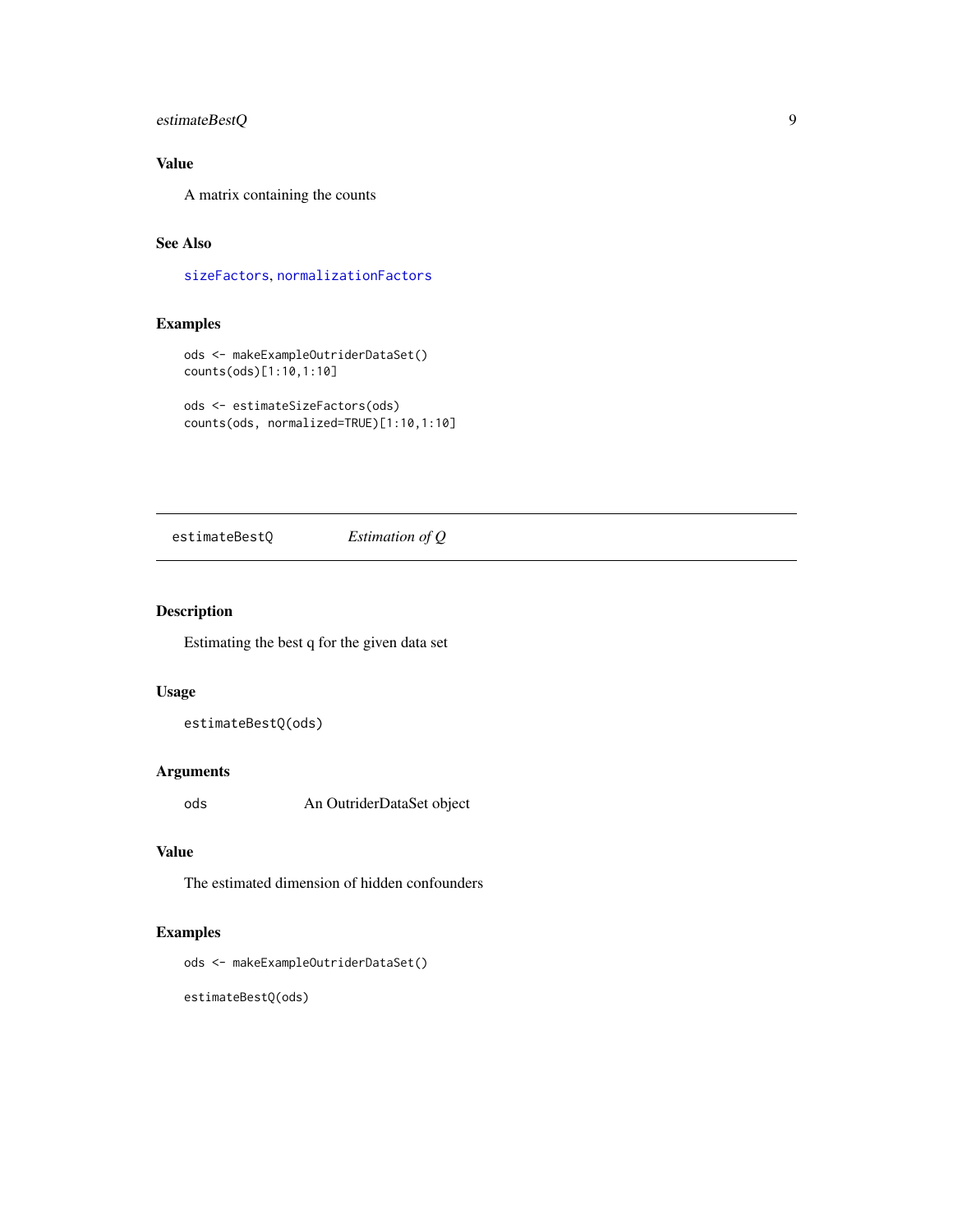## Value

A matrix containing the counts

## See Also

sizeFactors, normalizationFactors

## Examples

```
ods <- makeExampleOutriderDataSet()
counts(ods)[1:10,1:10]

ods <- estimateSizeFactors(ods)
counts(ods, normalized=TRUE)[1:10,1:10]
```

---

# estimateBestQ &nbsp;&nbsp;&nbsp; *Estimation of Q*

## Description

Estimating the best q for the given data set

## Usage

```
estimateBestQ(ods)
```

## Arguments

| | |
|---|---|
| `ods` | An OutriderDataSet object |

## Value

The estimated dimension of hidden confounders

## Examples

```
ods <- makeExampleOutriderDataSet()

estimateBestQ(ods)
```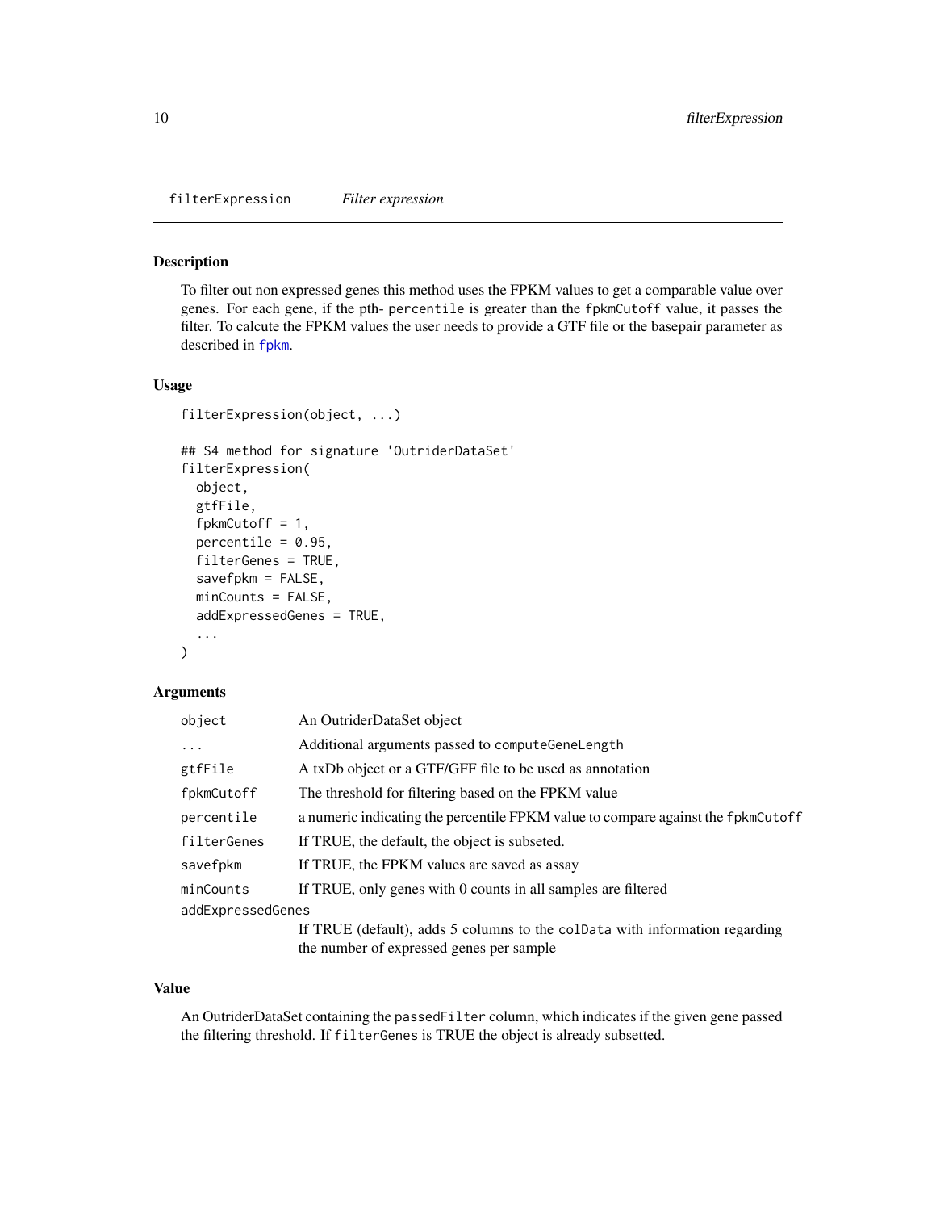# filterExpression    *Filter expression*

## Description

To filter out non expressed genes this method uses the FPKM values to get a comparable value over genes. For each gene, if the pth- percentile is greater than the fpkmCutoff value, it passes the filter. To calcute the FPKM values the user needs to provide a GTF file or the basepair parameter as described in fpkm.

## Usage

```
filterExpression(object, ...)

## S4 method for signature 'OutriderDataSet'
filterExpression(
  object,
  gtfFile,
  fpkmCutoff = 1,
  percentile = 0.95,
  filterGenes = TRUE,
  savefpkm = FALSE,
  minCounts = FALSE,
  addExpressedGenes = TRUE,
  ...
)
```

## Arguments

| Argument | Description |
|---|---|
| object | An OutriderDataSet object |
| ... | Additional arguments passed to computeGeneLength |
| gtfFile | A txDb object or a GTF/GFF file to be used as annotation |
| fpkmCutoff | The threshold for filtering based on the FPKM value |
| percentile | a numeric indicating the percentile FPKM value to compare against the fpkmCutoff |
| filterGenes | If TRUE, the default, the object is subseted. |
| savefpkm | If TRUE, the FPKM values are saved as assay |
| minCounts | If TRUE, only genes with 0 counts in all samples are filtered |
| addExpressedGenes | If TRUE (default), adds 5 columns to the colData with information regarding the number of expressed genes per sample |

## Value

An OutriderDataSet containing the passedFilter column, which indicates if the given gene passed the filtering threshold. If filterGenes is TRUE the object is already subsetted.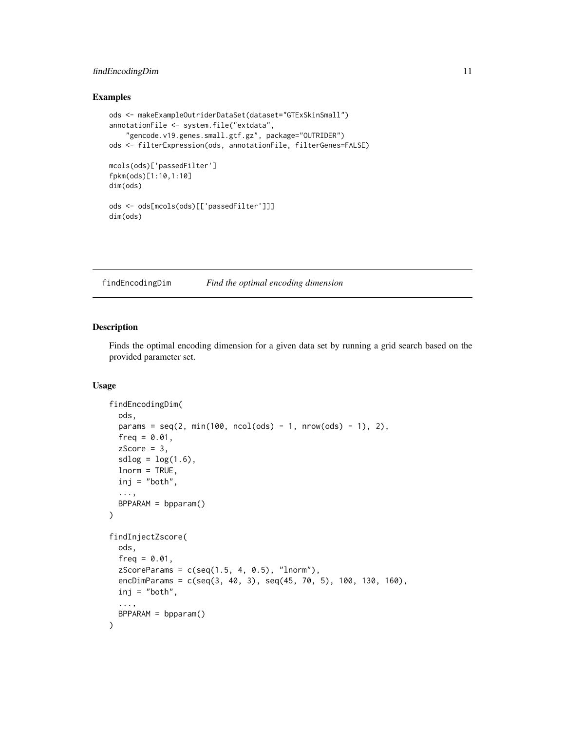## Examples

```
ods <- makeExampleOutriderDataSet(dataset="GTExSkinSmall")
annotationFile <- system.file("extdata",
    "gencode.v19.genes.small.gtf.gz", package="OUTRIDER")
ods <- filterExpression(ods, annotationFile, filterGenes=FALSE)

mcols(ods)['passedFilter']
fpkm(ods)[1:10,1:10]
dim(ods)

ods <- ods[mcols(ods)[['passedFilter']]]
dim(ods)
```

---

# findEncodingDim    *Find the optimal encoding dimension*

---

## Description

Finds the optimal encoding dimension for a given data set by running a grid search based on the provided parameter set.

## Usage

```
findEncodingDim(
  ods,
  params = seq(2, min(100, ncol(ods) - 1, nrow(ods) - 1), 2),
  freq = 0.01,
  zScore = 3,
  sdlog = log(1.6),
  lnorm = TRUE,
  inj = "both",
  ...,
  BPPARAM = bpparam()
)

findInjectZscore(
  ods,
  freq = 0.01,
  zScoreParams = c(seq(1.5, 4, 0.5), "lnorm"),
  encDimParams = c(seq(3, 40, 3), seq(45, 70, 5), 100, 130, 160),
  inj = "both",
  ...,
  BPPARAM = bpparam()
)
```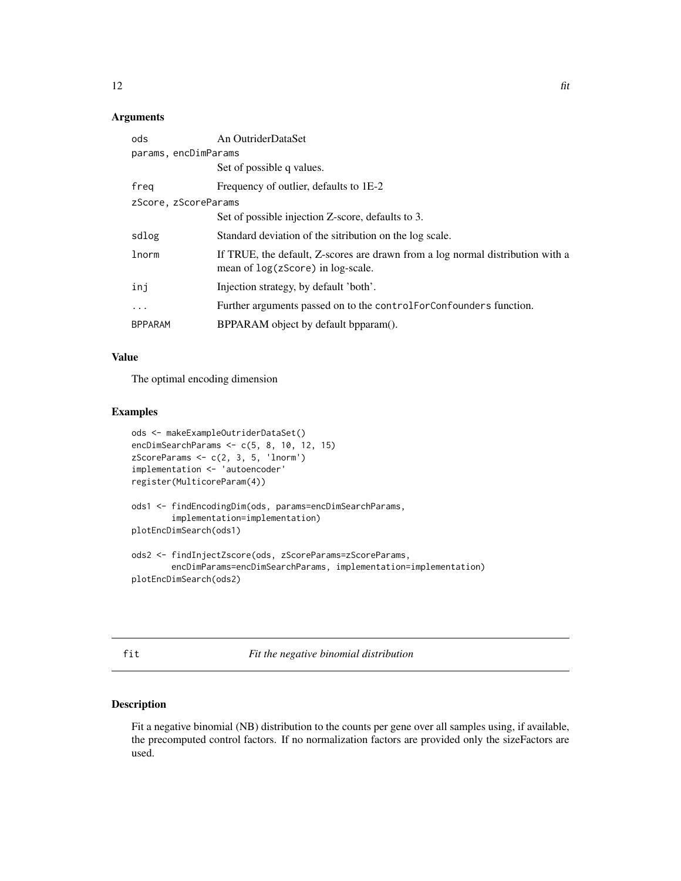## Arguments

| | |
|---|---|
| ods | An OutriderDataSet |
| params, encDimParams | Set of possible q values. |
| freq | Frequency of outlier, defaults to 1E-2 |
| zScore, zScoreParams | Set of possible injection Z-score, defaults to 3. |
| sdlog | Standard deviation of the sitribution on the log scale. |
| lnorm | If TRUE, the default, Z-scores are drawn from a log normal distribution with a mean of `log(zScore)` in log-scale. |
| inj | Injection strategy, by default 'both'. |
| ... | Further arguments passed on to the `controlForConfounders` function. |
| BPPARAM | BPPARAM object by default bpparam(). |

## Value

The optimal encoding dimension

## Examples

```
ods <- makeExampleOutriderDataSet()
encDimSearchParams <- c(5, 8, 10, 12, 15)
zScoreParams <- c(2, 3, 5, 'lnorm')
implementation <- 'autoencoder'
register(MulticoreParam(4))

ods1 <- findEncodingDim(ods, params=encDimSearchParams,
        implementation=implementation)
plotEncDimSearch(ods1)

ods2 <- findInjectZscore(ods, zScoreParams=zScoreParams,
        encDimParams=encDimSearchParams, implementation=implementation)
plotEncDimSearch(ods2)
```

---

# fit — *Fit the negative binomial distribution*

## Description

Fit a negative binomial (NB) distribution to the counts per gene over all samples using, if available, the precomputed control factors. If no normalization factors are provided only the sizeFactors are used.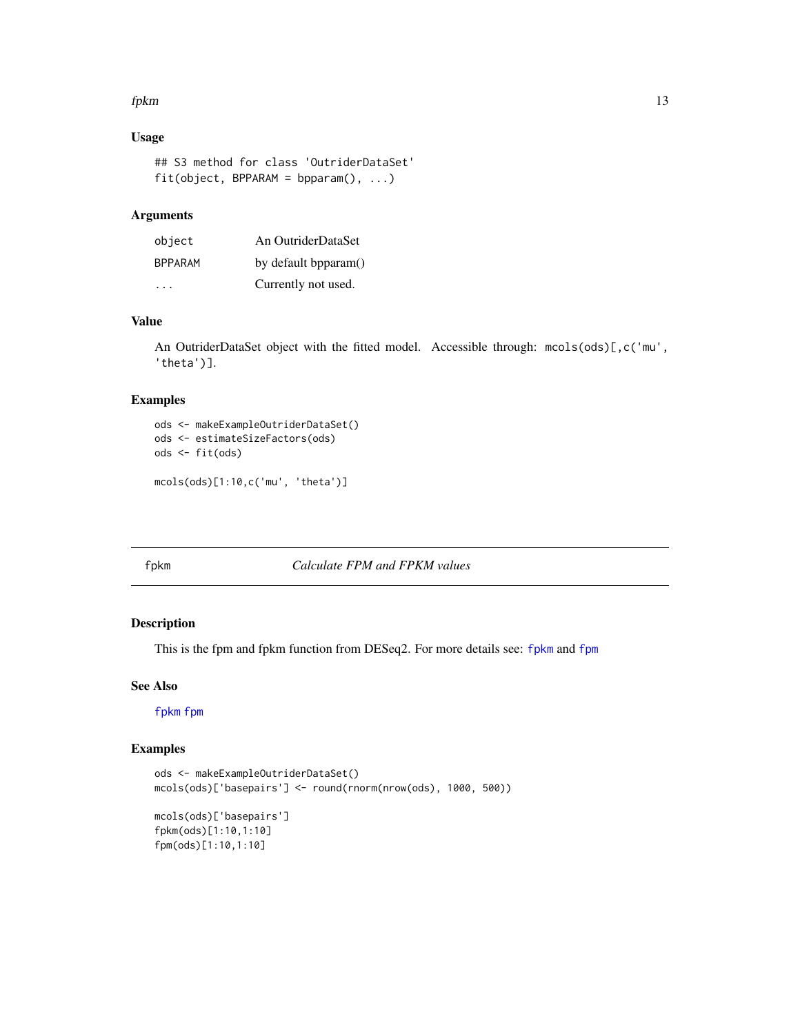### Usage

```
## S3 method for class 'OutriderDataSet'
fit(object, BPPARAM = bpparam(), ...)
```

### Arguments

| | |
|---|---|
| `object` | An OutriderDataSet |
| `BPPARAM` | by default bpparam() |
| `...` | Currently not used. |

### Value

An OutriderDataSet object with the fitted model. Accessible through: `mcols(ods)[,c('mu', 'theta')]`.

### Examples

```
ods <- makeExampleOutriderDataSet()
ods <- estimateSizeFactors(ods)
ods <- fit(ods)

mcols(ods)[1:10,c('mu', 'theta')]
```

---

## fpkm — *Calculate FPM and FPKM values*

### Description

This is the fpm and fpkm function from DESeq2. For more details see: `fpkm` and `fpm`

### See Also

`fpkm` `fpm`

### Examples

```
ods <- makeExampleOutriderDataSet()
mcols(ods)['basepairs'] <- round(rnorm(nrow(ods), 1000, 500))

mcols(ods)['basepairs']
fpkm(ods)[1:10,1:10]
fpm(ods)[1:10,1:10]
```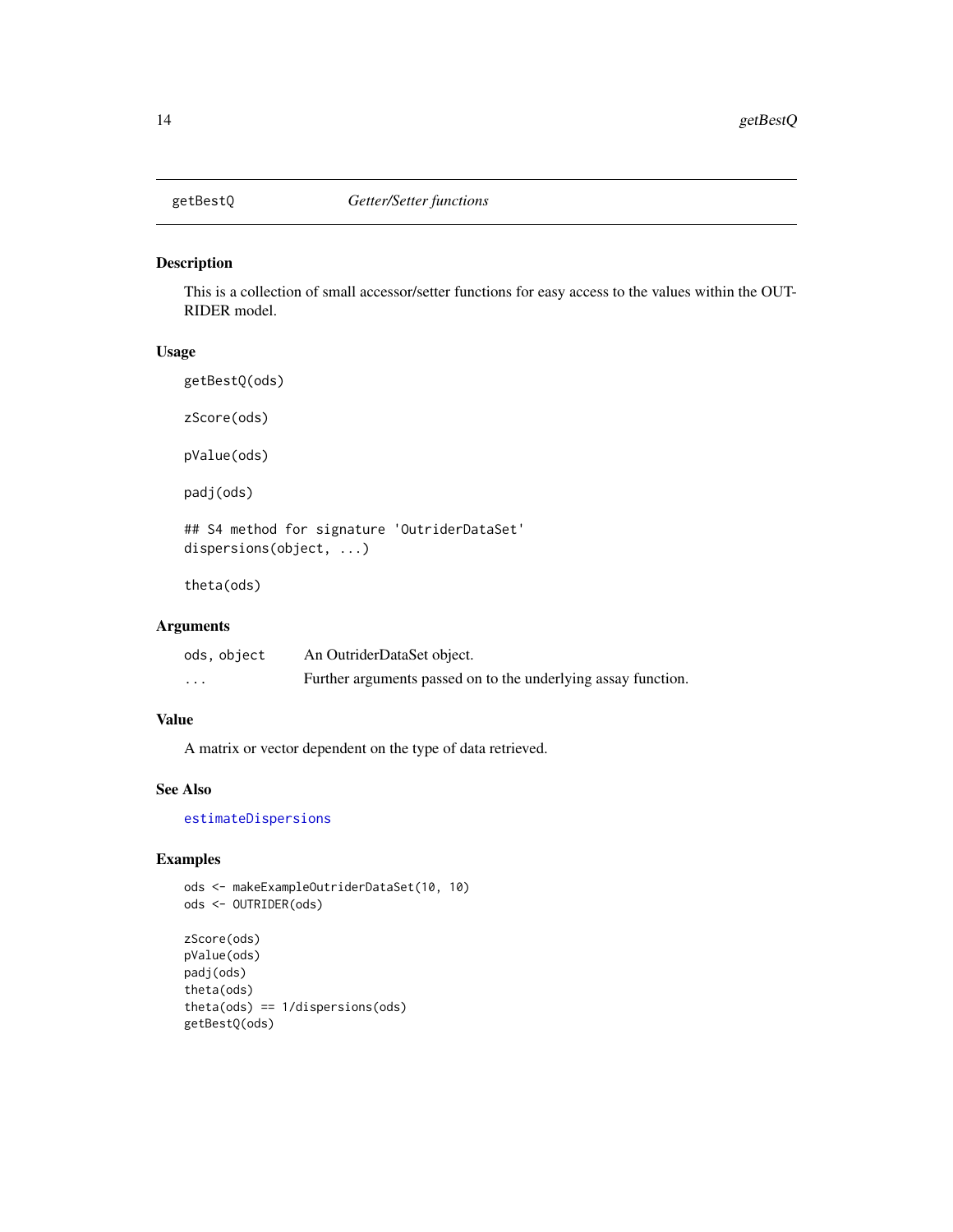# getBestQ    *Getter/Setter functions*

## Description

This is a collection of small accessor/setter functions for easy access to the values within the OUTRIDER model.

## Usage

```
getBestQ(ods)

zScore(ods)

pValue(ods)

padj(ods)

## S4 method for signature 'OutriderDataSet'
dispersions(object, ...)

theta(ods)
```

## Arguments

| | |
|---|---|
| ods, object | An OutriderDataSet object. |
| ... | Further arguments passed on to the underlying assay function. |

## Value

A matrix or vector dependent on the type of data retrieved.

## See Also

estimateDispersions

## Examples

```
ods <- makeExampleOutriderDataSet(10, 10)
ods <- OUTRIDER(ods)

zScore(ods)
pValue(ods)
padj(ods)
theta(ods)
theta(ods) == 1/dispersions(ods)
getBestQ(ods)
```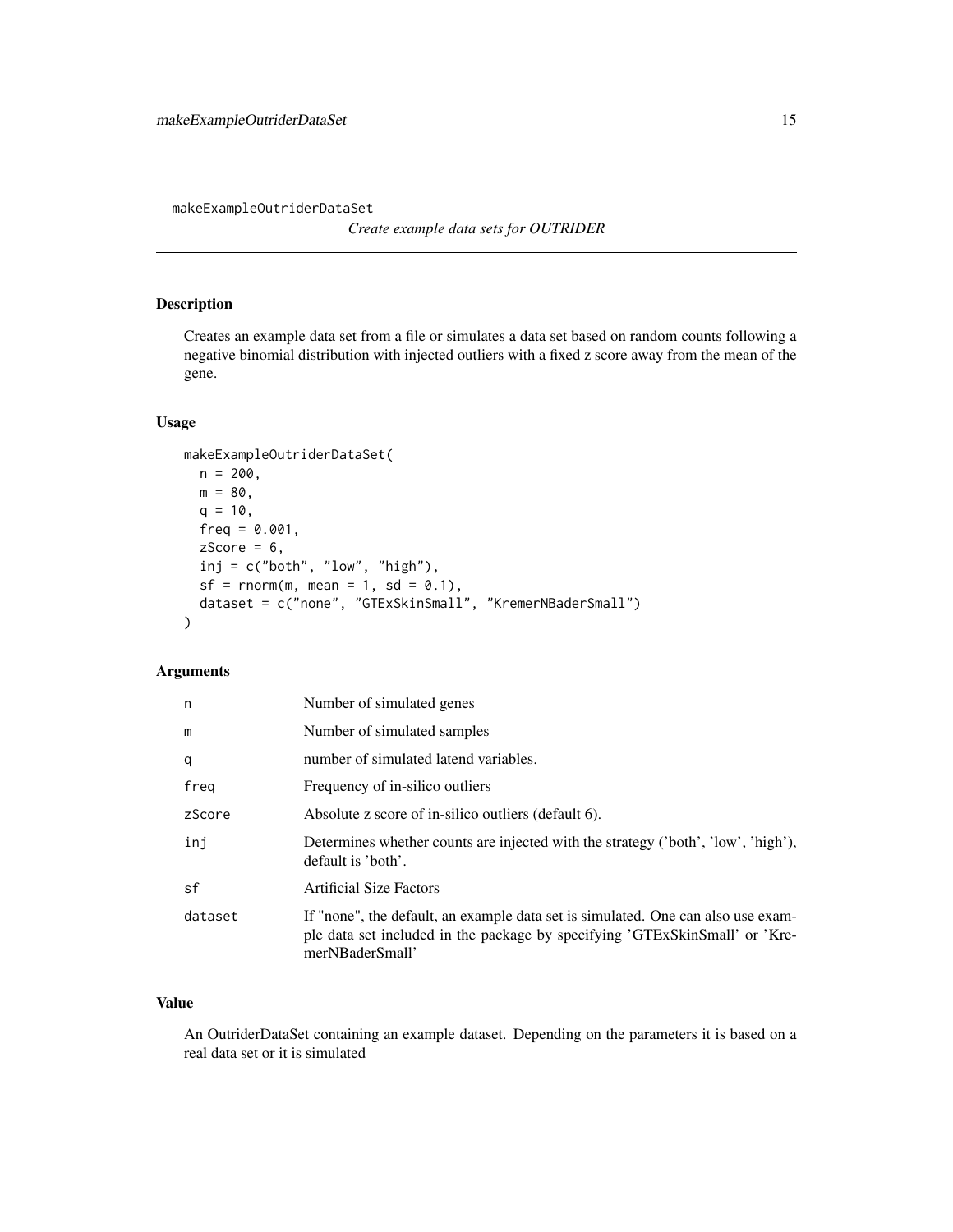# makeExampleOutriderDataSet

*Create example data sets for OUTRIDER*

## Description

Creates an example data set from a file or simulates a data set based on random counts following a negative binomial distribution with injected outliers with a fixed z score away from the mean of the gene.

## Usage

```
makeExampleOutriderDataSet(
  n = 200,
  m = 80,
  q = 10,
  freq = 0.001,
  zScore = 6,
  inj = c("both", "low", "high"),
  sf = rnorm(m, mean = 1, sd = 0.1),
  dataset = c("none", "GTExSkinSmall", "KremerNBaderSmall")
)
```

## Arguments

| | |
|---|---|
| n | Number of simulated genes |
| m | Number of simulated samples |
| q | number of simulated latend variables. |
| freq | Frequency of in-silico outliers |
| zScore | Absolute z score of in-silico outliers (default 6). |
| inj | Determines whether counts are injected with the strategy ('both', 'low', 'high'), default is 'both'. |
| sf | Artificial Size Factors |
| dataset | If "none", the default, an example data set is simulated. One can also use example data set included in the package by specifying 'GTExSkinSmall' or 'KremerNBaderSmall' |

## Value

An OutriderDataSet containing an example dataset. Depending on the parameters it is based on a real data set or it is simulated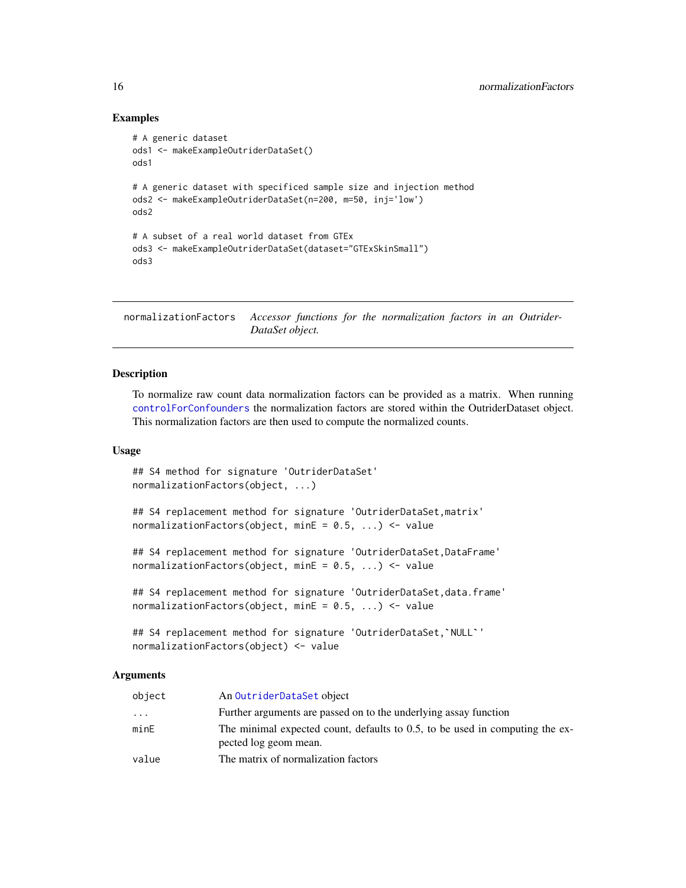## Examples

```
# A generic dataset
ods1 <- makeExampleOutriderDataSet()
ods1

# A generic dataset with specificed sample size and injection method
ods2 <- makeExampleOutriderDataSet(n=200, m=50, inj='low')
ods2

# A subset of a real world dataset from GTEx
ods3 <- makeExampleOutriderDataSet(dataset="GTExSkinSmall")
ods3
```

---

# normalizationFactors

*Accessor functions for the normalization factors in an OutriderDataSet object.*

---

## Description

To normalize raw count data normalization factors can be provided as a matrix. When running controlForConfounders the normalization factors are stored within the OutriderDataset object. This normalization factors are then used to compute the normalized counts.

## Usage

```
## S4 method for signature 'OutriderDataSet'
normalizationFactors(object, ...)

## S4 replacement method for signature 'OutriderDataSet,matrix'
normalizationFactors(object, minE = 0.5, ...) <- value

## S4 replacement method for signature 'OutriderDataSet,DataFrame'
normalizationFactors(object, minE = 0.5, ...) <- value

## S4 replacement method for signature 'OutriderDataSet,data.frame'
normalizationFactors(object, minE = 0.5, ...) <- value

## S4 replacement method for signature 'OutriderDataSet,`NULL`'
normalizationFactors(object) <- value
```

## Arguments

| | |
|---|---|
| object | An OutriderDataSet object |
| ... | Further arguments are passed on to the underlying assay function |
| minE | The minimal expected count, defaults to 0.5, to be used in computing the expected log geom mean. |
| value | The matrix of normalization factors |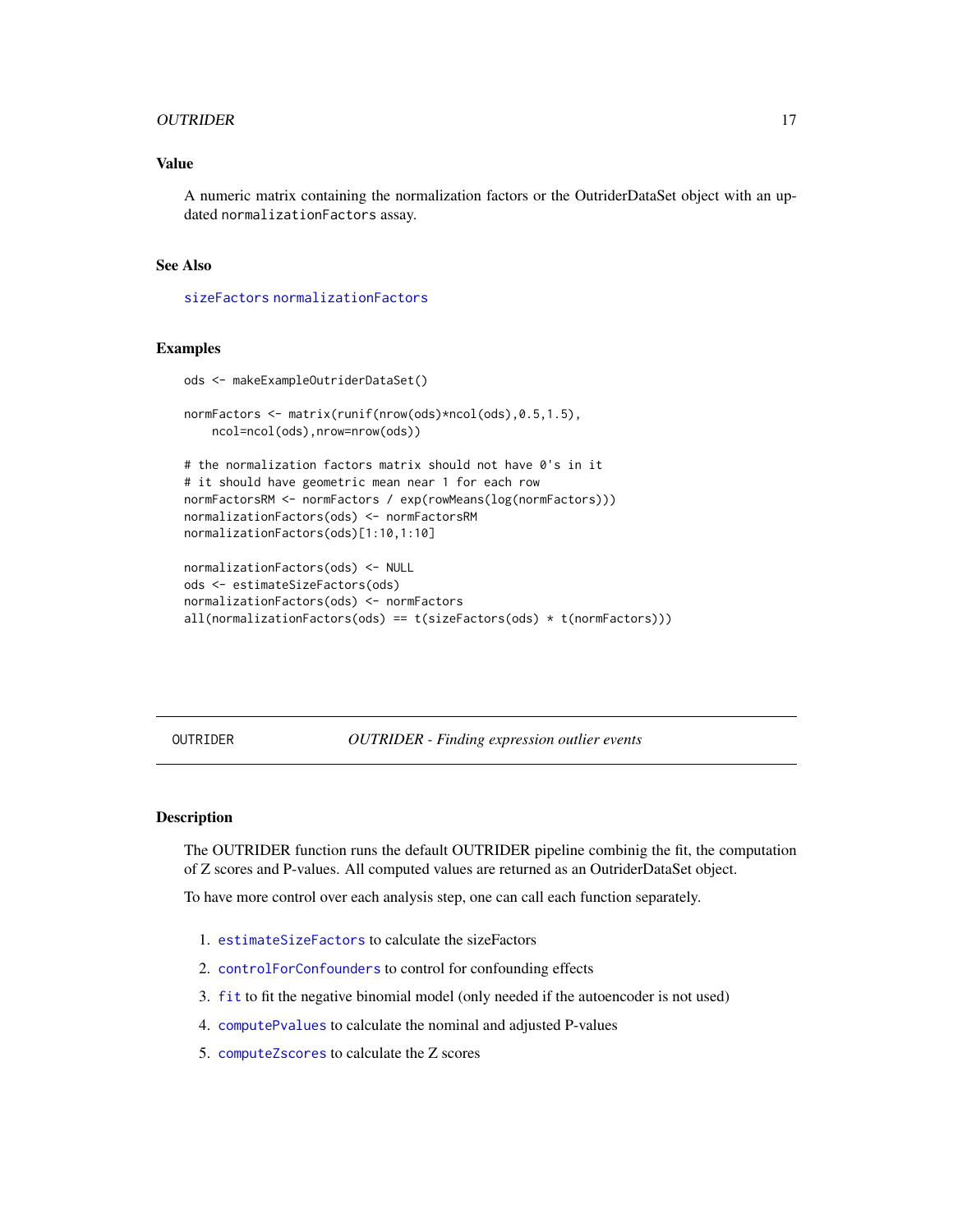### Value

A numeric matrix containing the normalization factors or the OutriderDataSet object with an updated `normalizationFactors` assay.

### See Also

`sizeFactors` `normalizationFactors`

### Examples

```
ods <- makeExampleOutriderDataSet()

normFactors <- matrix(runif(nrow(ods)*ncol(ods),0.5,1.5),
    ncol=ncol(ods),nrow=nrow(ods))

# the normalization factors matrix should not have 0's in it
# it should have geometric mean near 1 for each row
normFactorsRM <- normFactors / exp(rowMeans(log(normFactors)))
normalizationFactors(ods) <- normFactorsRM
normalizationFactors(ods)[1:10,1:10]

normalizationFactors(ods) <- NULL
ods <- estimateSizeFactors(ods)
normalizationFactors(ods) <- normFactors
all(normalizationFactors(ods) == t(sizeFactors(ods) * t(normFactors)))
```

---

## OUTRIDER — *OUTRIDER - Finding expression outlier events*

### Description

The OUTRIDER function runs the default OUTRIDER pipeline combinig the fit, the computation of Z scores and P-values. All computed values are returned as an OutriderDataSet object.

To have more control over each analysis step, one can call each function separately.

1. `estimateSizeFactors` to calculate the sizeFactors
2. `controlForConfounders` to control for confounding effects
3. `fit` to fit the negative binomial model (only needed if the autoencoder is not used)
4. `computePvalues` to calculate the nominal and adjusted P-values
5. `computeZscores` to calculate the Z scores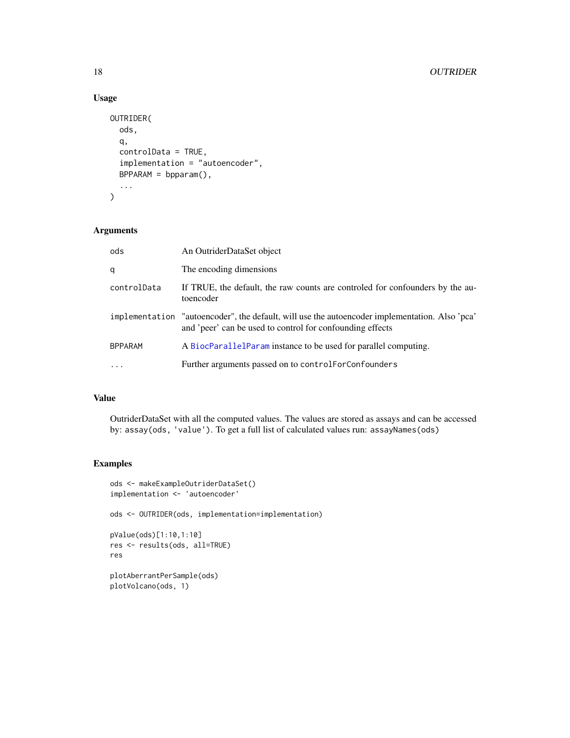## Usage

```
OUTRIDER(
  ods,
  q,
  controlData = TRUE,
  implementation = "autoencoder",
  BPPARAM = bpparam(),
  ...
)
```

## Arguments

| | |
|---|---|
| ods | An OutriderDataSet object |
| q | The encoding dimensions |
| controlData | If TRUE, the default, the raw counts are controled for confounders by the autoencoder |
| implementation | "autoencoder", the default, will use the autoencoder implementation. Also 'pca' and 'peer' can be used to control for confounding effects |
| BPPARAM | A BiocParallelParam instance to be used for parallel computing. |
| ... | Further arguments passed on to controlForConfounders |

## Value

OutriderDataSet with all the computed values. The values are stored as assays and can be accessed by: `assay(ods, 'value')`. To get a full list of calculated values run: `assayNames(ods)`

## Examples

```
ods <- makeExampleOutriderDataSet()
implementation <- 'autoencoder'

ods <- OUTRIDER(ods, implementation=implementation)

pValue(ods)[1:10,1:10]
res <- results(ods, all=TRUE)
res

plotAberrantPerSample(ods)
plotVolcano(ods, 1)
```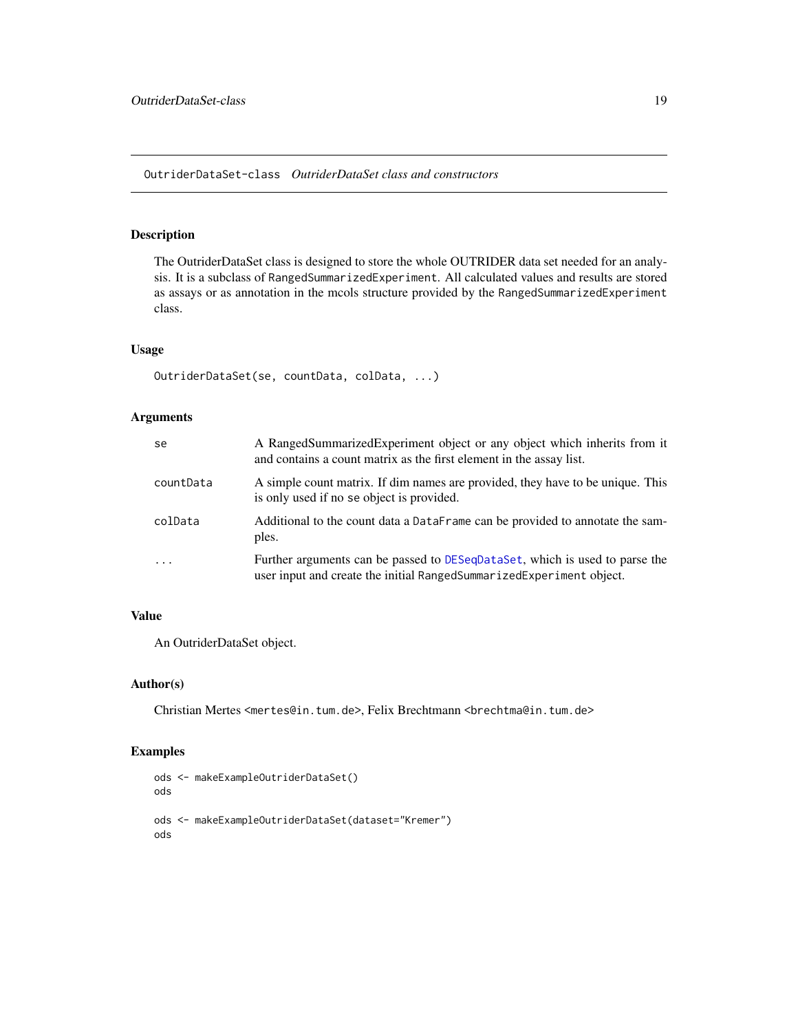## OutriderDataSet-class *OutriderDataSet class and constructors*

### Description

The OutriderDataSet class is designed to store the whole OUTRIDER data set needed for an analysis. It is a subclass of `RangedSummarizedExperiment`. All calculated values and results are stored as assays or as annotation in the mcols structure provided by the `RangedSummarizedExperiment` class.

### Usage

```
OutriderDataSet(se, countData, colData, ...)
```

### Arguments

| | |
|---|---|
| `se` | A RangedSummarizedExperiment object or any object which inherits from it and contains a count matrix as the first element in the assay list. |
| `countData` | A simple count matrix. If dim names are provided, they have to be unique. This is only used if no `se` object is provided. |
| `colData` | Additional to the count data a `DataFrame` can be provided to annotate the samples. |
| `...` | Further arguments can be passed to `DESeqDataSet`, which is used to parse the user input and create the initial `RangedSummarizedExperiment` object. |

### Value

An OutriderDataSet object.

### Author(s)

Christian Mertes <mertes@in.tum.de>, Felix Brechtmann <brechtma@in.tum.de>

### Examples

```
ods <- makeExampleOutriderDataSet()
ods

ods <- makeExampleOutriderDataSet(dataset="Kremer")
ods
```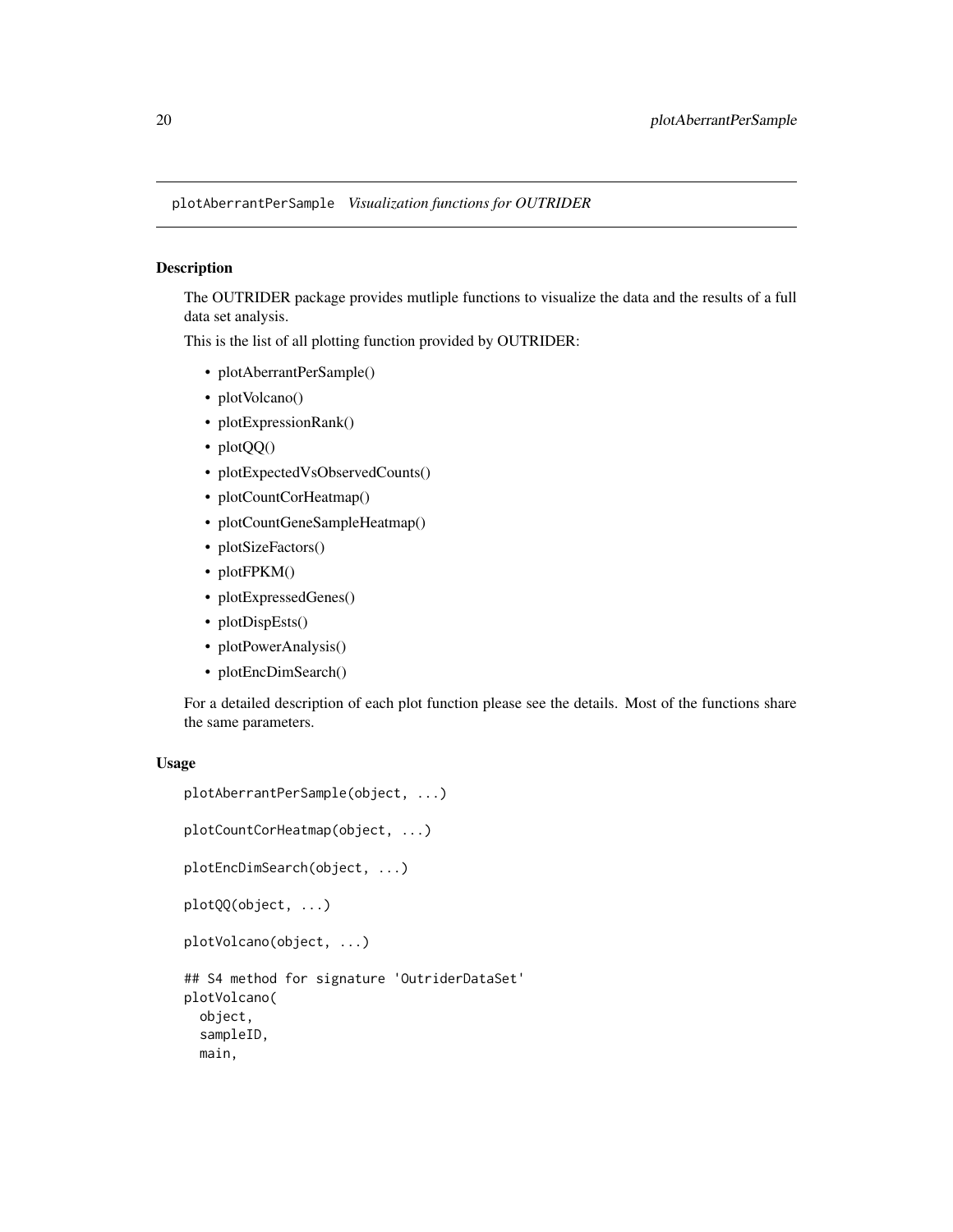## plotAberrantPerSample *Visualization functions for OUTRIDER*

### Description

The OUTRIDER package provides mutliple functions to visualize the data and the results of a full data set analysis.

This is the list of all plotting function provided by OUTRIDER:

- plotAberrantPerSample()
- plotVolcano()
- plotExpressionRank()
- plotQQ()
- plotExpectedVsObservedCounts()
- plotCountCorHeatmap()
- plotCountGeneSampleHeatmap()
- plotSizeFactors()
- plotFPKM()
- plotExpressedGenes()
- plotDispEsts()
- plotPowerAnalysis()
- plotEncDimSearch()

For a detailed description of each plot function please see the details. Most of the functions share the same parameters.

### Usage

```
plotAberrantPerSample(object, ...)

plotCountCorHeatmap(object, ...)

plotEncDimSearch(object, ...)

plotQQ(object, ...)

plotVolcano(object, ...)

## S4 method for signature 'OutriderDataSet'
plotVolcano(
  object,
  sampleID,
  main,
```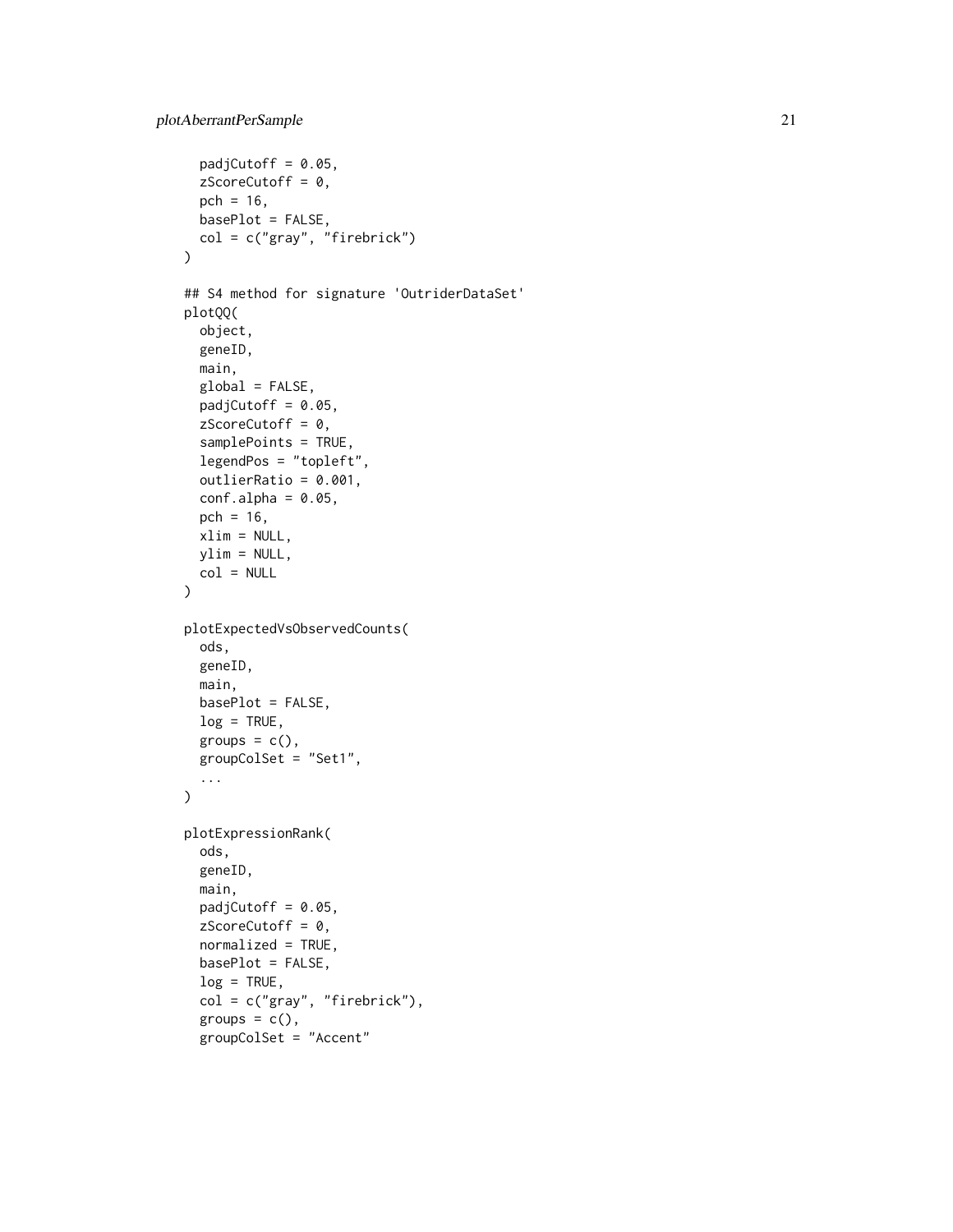```
  padjCutoff = 0.05,
  zScoreCutoff = 0,
  pch = 16,
  basePlot = FALSE,
  col = c("gray", "firebrick")
)

## S4 method for signature 'OutriderDataSet'
plotQQ(
  object,
  geneID,
  main,
  global = FALSE,
  padjCutoff = 0.05,
  zScoreCutoff = 0,
  samplePoints = TRUE,
  legendPos = "topleft",
  outlierRatio = 0.001,
  conf.alpha = 0.05,
  pch = 16,
  xlim = NULL,
  ylim = NULL,
  col = NULL
)

plotExpectedVsObservedCounts(
  ods,
  geneID,
  main,
  basePlot = FALSE,
  log = TRUE,
  groups = c(),
  groupColSet = "Set1",
  ...
)

plotExpressionRank(
  ods,
  geneID,
  main,
  padjCutoff = 0.05,
  zScoreCutoff = 0,
  normalized = TRUE,
  basePlot = FALSE,
  log = TRUE,
  col = c("gray", "firebrick"),
  groups = c(),
  groupColSet = "Accent"
```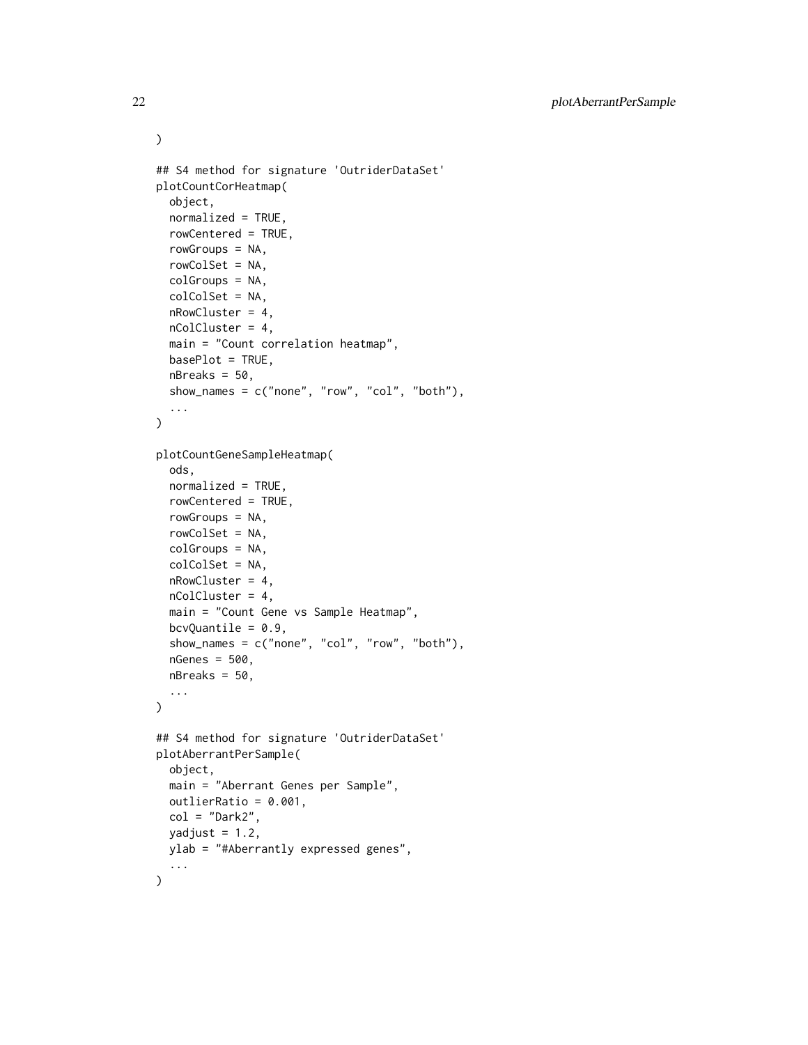```
)

## S4 method for signature 'OutriderDataSet'
plotCountCorHeatmap(
  object,
  normalized = TRUE,
  rowCentered = TRUE,
  rowGroups = NA,
  rowColSet = NA,
  colGroups = NA,
  colColSet = NA,
  nRowCluster = 4,
  nColCluster = 4,
  main = "Count correlation heatmap",
  basePlot = TRUE,
  nBreaks = 50,
  show_names = c("none", "row", "col", "both"),
  ...
)

plotCountGeneSampleHeatmap(
  ods,
  normalized = TRUE,
  rowCentered = TRUE,
  rowGroups = NA,
  rowColSet = NA,
  colGroups = NA,
  colColSet = NA,
  nRowCluster = 4,
  nColCluster = 4,
  main = "Count Gene vs Sample Heatmap",
  bcvQuantile = 0.9,
  show_names = c("none", "col", "row", "both"),
  nGenes = 500,
  nBreaks = 50,
  ...
)

## S4 method for signature 'OutriderDataSet'
plotAberrantPerSample(
  object,
  main = "Aberrant Genes per Sample",
  outlierRatio = 0.001,
  col = "Dark2",
  yadjust = 1.2,
  ylab = "#Aberrantly expressed genes",
  ...
)
```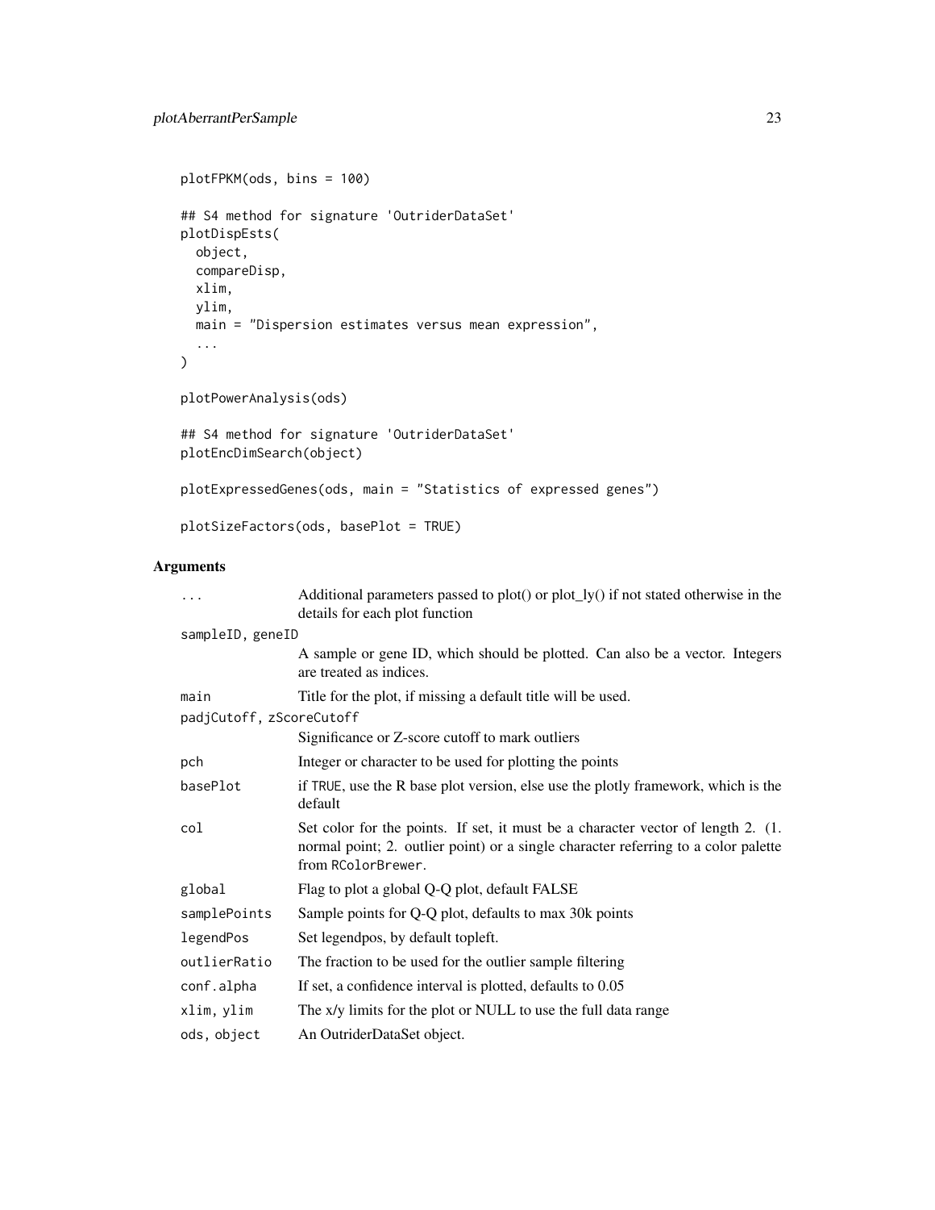```
plotFPKM(ods, bins = 100)

## S4 method for signature 'OutriderDataSet'
plotDispEsts(
  object,
  compareDisp,
  xlim,
  ylim,
  main = "Dispersion estimates versus mean expression",
  ...
)

plotPowerAnalysis(ods)

## S4 method for signature 'OutriderDataSet'
plotEncDimSearch(object)

plotExpressedGenes(ods, main = "Statistics of expressed genes")

plotSizeFactors(ods, basePlot = TRUE)
```

## Arguments

| | |
|---|---|
| `...` | Additional parameters passed to plot() or plot_ly() if not stated otherwise in the details for each plot function |
| `sampleID, geneID` | A sample or gene ID, which should be plotted. Can also be a vector. Integers are treated as indices. |
| `main` | Title for the plot, if missing a default title will be used. |
| `padjCutoff, zScoreCutoff` | Significance or Z-score cutoff to mark outliers |
| `pch` | Integer or character to be used for plotting the points |
| `basePlot` | if `TRUE`, use the R base plot version, else use the plotly framework, which is the default |
| `col` | Set color for the points. If set, it must be a character vector of length 2. (1. normal point; 2. outlier point) or a single character referring to a color palette from `RColorBrewer`. |
| `global` | Flag to plot a global Q-Q plot, default FALSE |
| `samplePoints` | Sample points for Q-Q plot, defaults to max 30k points |
| `legendPos` | Set legendpos, by default topleft. |
| `outlierRatio` | The fraction to be used for the outlier sample filtering |
| `conf.alpha` | If set, a confidence interval is plotted, defaults to 0.05 |
| `xlim, ylim` | The x/y limits for the plot or NULL to use the full data range |
| `ods, object` | An OutriderDataSet object. |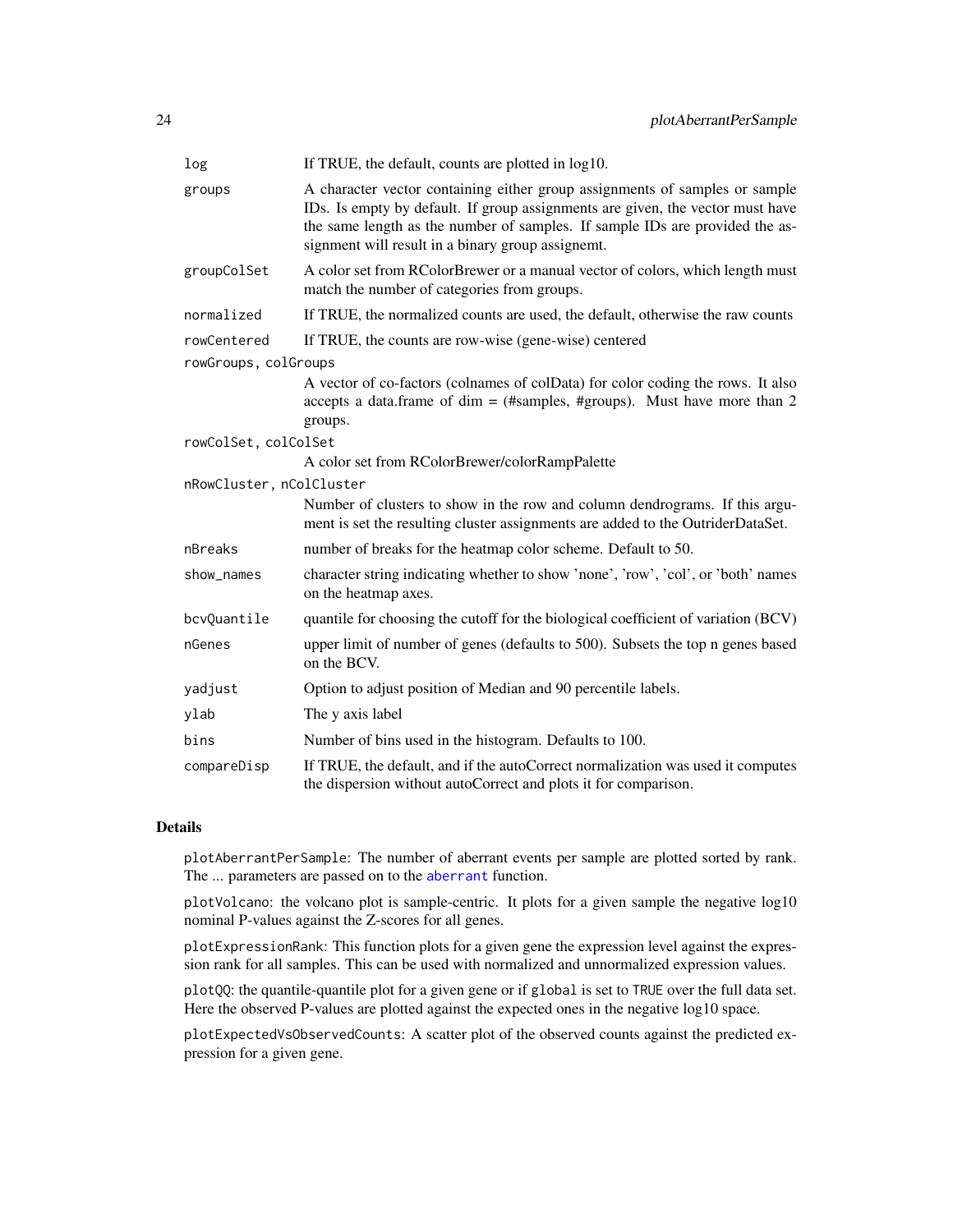| | |
|---|---|
| `log` | If TRUE, the default, counts are plotted in log10. |
| `groups` | A character vector containing either group assignments of samples or sample IDs. Is empty by default. If group assignments are given, the vector must have the same length as the number of samples. If sample IDs are provided the assignment will result in a binary group assignemt. |
| `groupColSet` | A color set from RColorBrewer or a manual vector of colors, which length must match the number of categories from groups. |
| `normalized` | If TRUE, the normalized counts are used, the default, otherwise the raw counts |
| `rowCentered` | If TRUE, the counts are row-wise (gene-wise) centered |
| `rowGroups, colGroups` | A vector of co-factors (colnames of colData) for color coding the rows. It also accepts a data.frame of dim = (#samples, #groups). Must have more than 2 groups. |
| `rowColSet, colColSet` | A color set from RColorBrewer/colorRampPalette |
| `nRowCluster, nColCluster` | Number of clusters to show in the row and column dendrograms. If this argument is set the resulting cluster assignments are added to the OutriderDataSet. |
| `nBreaks` | number of breaks for the heatmap color scheme. Default to 50. |
| `show_names` | character string indicating whether to show 'none', 'row', 'col', or 'both' names on the heatmap axes. |
| `bcvQuantile` | quantile for choosing the cutoff for the biological coefficient of variation (BCV) |
| `nGenes` | upper limit of number of genes (defaults to 500). Subsets the top n genes based on the BCV. |
| `yadjust` | Option to adjust position of Median and 90 percentile labels. |
| `ylab` | The y axis label |
| `bins` | Number of bins used in the histogram. Defaults to 100. |
| `compareDisp` | If TRUE, the default, and if the autoCorrect normalization was used it computes the dispersion without autoCorrect and plots it for comparison. |

## Details

`plotAberrantPerSample`: The number of aberrant events per sample are plotted sorted by rank. The ... parameters are passed on to the `aberrant` function.

`plotVolcano`: the volcano plot is sample-centric. It plots for a given sample the negative log10 nominal P-values against the Z-scores for all genes.

`plotExpressionRank`: This function plots for a given gene the expression level against the expression rank for all samples. This can be used with normalized and unnormalized expression values.

`plotQQ`: the quantile-quantile plot for a given gene or if `global` is set to `TRUE` over the full data set. Here the observed P-values are plotted against the expected ones in the negative log10 space.

`plotExpectedVsObservedCounts`: A scatter plot of the observed counts against the predicted expression for a given gene.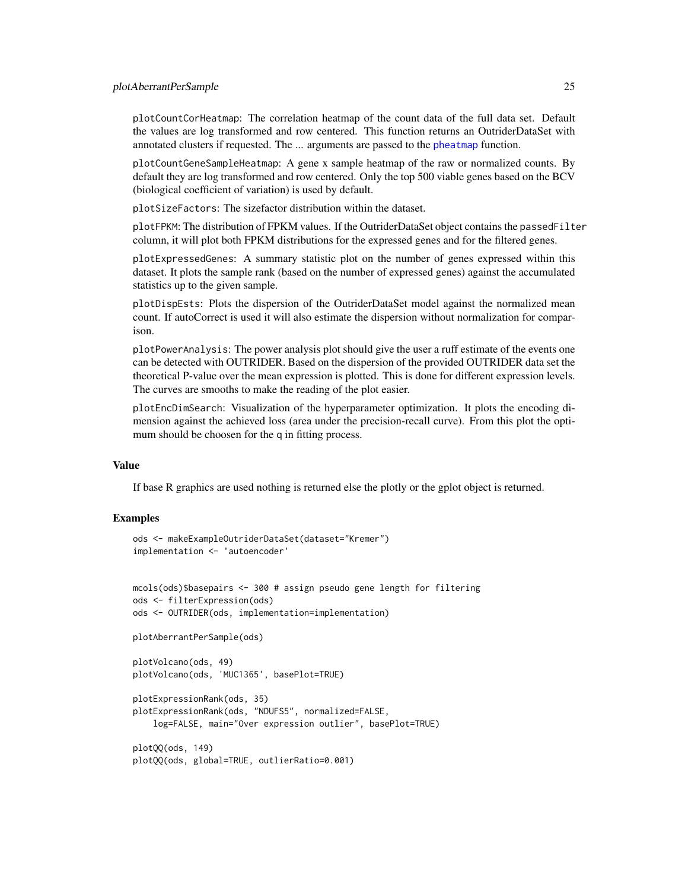`plotCountCorHeatmap`: The correlation heatmap of the count data of the full data set. Default the values are log transformed and row centered. This function returns an OutriderDataSet with annotated clusters if requested. The ... arguments are passed to the `pheatmap` function.

`plotCountGeneSampleHeatmap`: A gene x sample heatmap of the raw or normalized counts. By default they are log transformed and row centered. Only the top 500 viable genes based on the BCV (biological coefficient of variation) is used by default.

`plotSizeFactors`: The sizefactor distribution within the dataset.

`plotFPKM`: The distribution of FPKM values. If the OutriderDataSet object contains the `passedFilter` column, it will plot both FPKM distributions for the expressed genes and for the filtered genes.

`plotExpressedGenes`: A summary statistic plot on the number of genes expressed within this dataset. It plots the sample rank (based on the number of expressed genes) against the accumulated statistics up to the given sample.

`plotDispEsts`: Plots the dispersion of the OutriderDataSet model against the normalized mean count. If autoCorrect is used it will also estimate the dispersion without normalization for comparison.

`plotPowerAnalysis`: The power analysis plot should give the user a ruff estimate of the events one can be detected with OUTRIDER. Based on the dispersion of the provided OUTRIDER data set the theoretical P-value over the mean expression is plotted. This is done for different expression levels. The curves are smooths to make the reading of the plot easier.

`plotEncDimSearch`: Visualization of the hyperparameter optimization. It plots the encoding dimension against the achieved loss (area under the precision-recall curve). From this plot the optimum should be choosen for the `q` in fitting process.

## Value

If base R graphics are used nothing is returned else the plotly or the gplot object is returned.

## Examples

```
ods <- makeExampleOutriderDataSet(dataset="Kremer")
implementation <- 'autoencoder'


mcols(ods)$basepairs <- 300 # assign pseudo gene length for filtering
ods <- filterExpression(ods)
ods <- OUTRIDER(ods, implementation=implementation)

plotAberrantPerSample(ods)

plotVolcano(ods, 49)
plotVolcano(ods, 'MUC1365', basePlot=TRUE)

plotExpressionRank(ods, 35)
plotExpressionRank(ods, "NDUFS5", normalized=FALSE,
    log=FALSE, main="Over expression outlier", basePlot=TRUE)

plotQQ(ods, 149)
plotQQ(ods, global=TRUE, outlierRatio=0.001)
```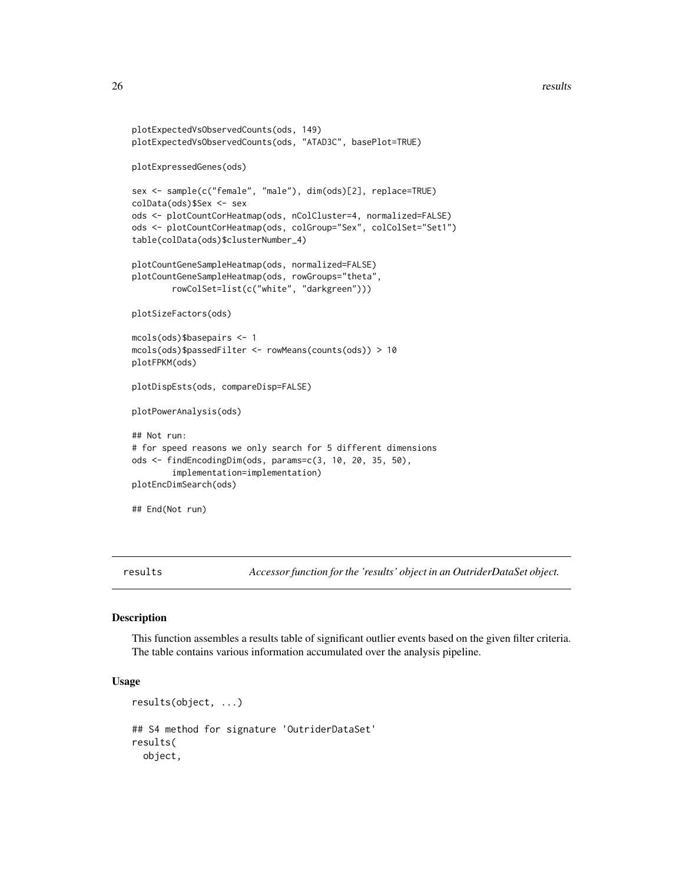```
plotExpectedVsObservedCounts(ods, 149)
plotExpectedVsObservedCounts(ods, "ATAD3C", basePlot=TRUE)

plotExpressedGenes(ods)

sex <- sample(c("female", "male"), dim(ods)[2], replace=TRUE)
colData(ods)$Sex <- sex
ods <- plotCountCorHeatmap(ods, nColCluster=4, normalized=FALSE)
ods <- plotCountCorHeatmap(ods, colGroup="Sex", colColSet="Set1")
table(colData(ods)$clusterNumber_4)

plotCountGeneSampleHeatmap(ods, normalized=FALSE)
plotCountGeneSampleHeatmap(ods, rowGroups="theta",
        rowColSet=list(c("white", "darkgreen")))

plotSizeFactors(ods)

mcols(ods)$basepairs <- 1
mcols(ods)$passedFilter <- rowMeans(counts(ods)) > 10
plotFPKM(ods)

plotDispEsts(ods, compareDisp=FALSE)

plotPowerAnalysis(ods)

## Not run:
# for speed reasons we only search for 5 different dimensions
ods <- findEncodingDim(ods, params=c(3, 10, 20, 35, 50),
        implementation=implementation)
plotEncDimSearch(ods)

## End(Not run)
```

---

results *Accessor function for the 'results' object in an OutriderDataSet object.*

---

## Description

This function assembles a results table of significant outlier events based on the given filter criteria. The table contains various information accumulated over the analysis pipeline.

## Usage

```
results(object, ...)

## S4 method for signature 'OutriderDataSet'
results(
  object,
```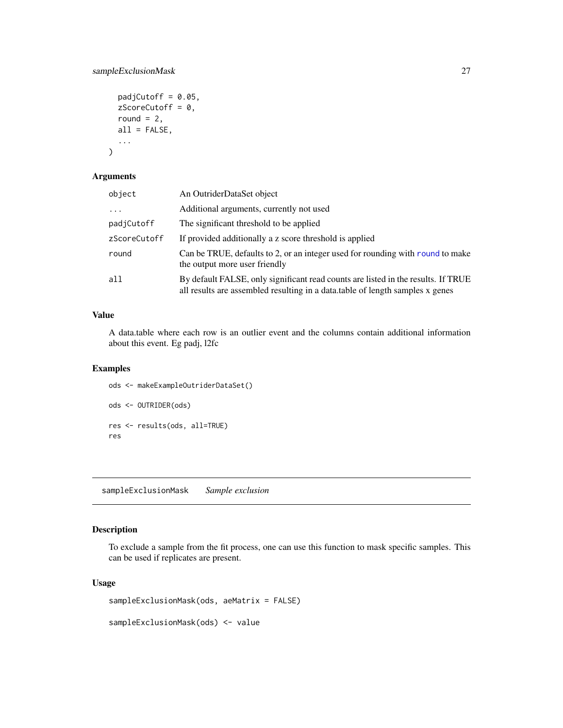```
  padjCutoff = 0.05,
  zScoreCutoff = 0,
  round = 2,
  all = FALSE,
  ...
)
```

### Arguments

| | |
|---|---|
| object | An OutriderDataSet object |
| ... | Additional arguments, currently not used |
| padjCutoff | The significant threshold to be applied |
| zScoreCutoff | If provided additionally a z score threshold is applied |
| round | Can be TRUE, defaults to 2, or an integer used for rounding with round to make the output more user friendly |
| all | By default FALSE, only significant read counts are listed in the results. If TRUE all results are assembled resulting in a data.table of length samples x genes |

### Value

A data.table where each row is an outlier event and the columns contain additional information about this event. Eg padj, l2fc

### Examples

```
ods <- makeExampleOutriderDataSet()

ods <- OUTRIDER(ods)

res <- results(ods, all=TRUE)
res
```

---

## sampleExclusionMask *Sample exclusion*

---

### Description

To exclude a sample from the fit process, one can use this function to mask specific samples. This can be used if replicates are present.

### Usage

```
sampleExclusionMask(ods, aeMatrix = FALSE)

sampleExclusionMask(ods) <- value
```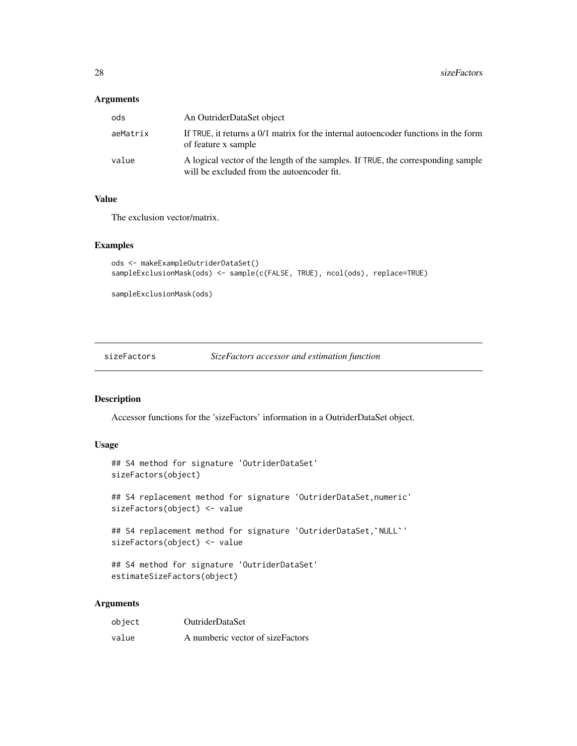### Arguments

| | |
|---|---|
| ods | An OutriderDataSet object |
| aeMatrix | If TRUE, it returns a 0/1 matrix for the internal autoencoder functions in the form of feature x sample |
| value | A logical vector of the length of the samples. If TRUE, the corresponding sample will be excluded from the autoencoder fit. |

### Value

The exclusion vector/matrix.

### Examples

```
ods <- makeExampleOutriderDataSet()
sampleExclusionMask(ods) <- sample(c(FALSE, TRUE), ncol(ods), replace=TRUE)

sampleExclusionMask(ods)
```

---

## sizeFactors — *SizeFactors accessor and estimation function*

### Description

Accessor functions for the 'sizeFactors' information in a OutriderDataSet object.

### Usage

```
## S4 method for signature 'OutriderDataSet'
sizeFactors(object)

## S4 replacement method for signature 'OutriderDataSet,numeric'
sizeFactors(object) <- value

## S4 replacement method for signature 'OutriderDataSet,`NULL`'
sizeFactors(object) <- value

## S4 method for signature 'OutriderDataSet'
estimateSizeFactors(object)
```

### Arguments

| | |
|---|---|
| object | OutriderDataSet |
| value | A numberic vector of sizeFactors |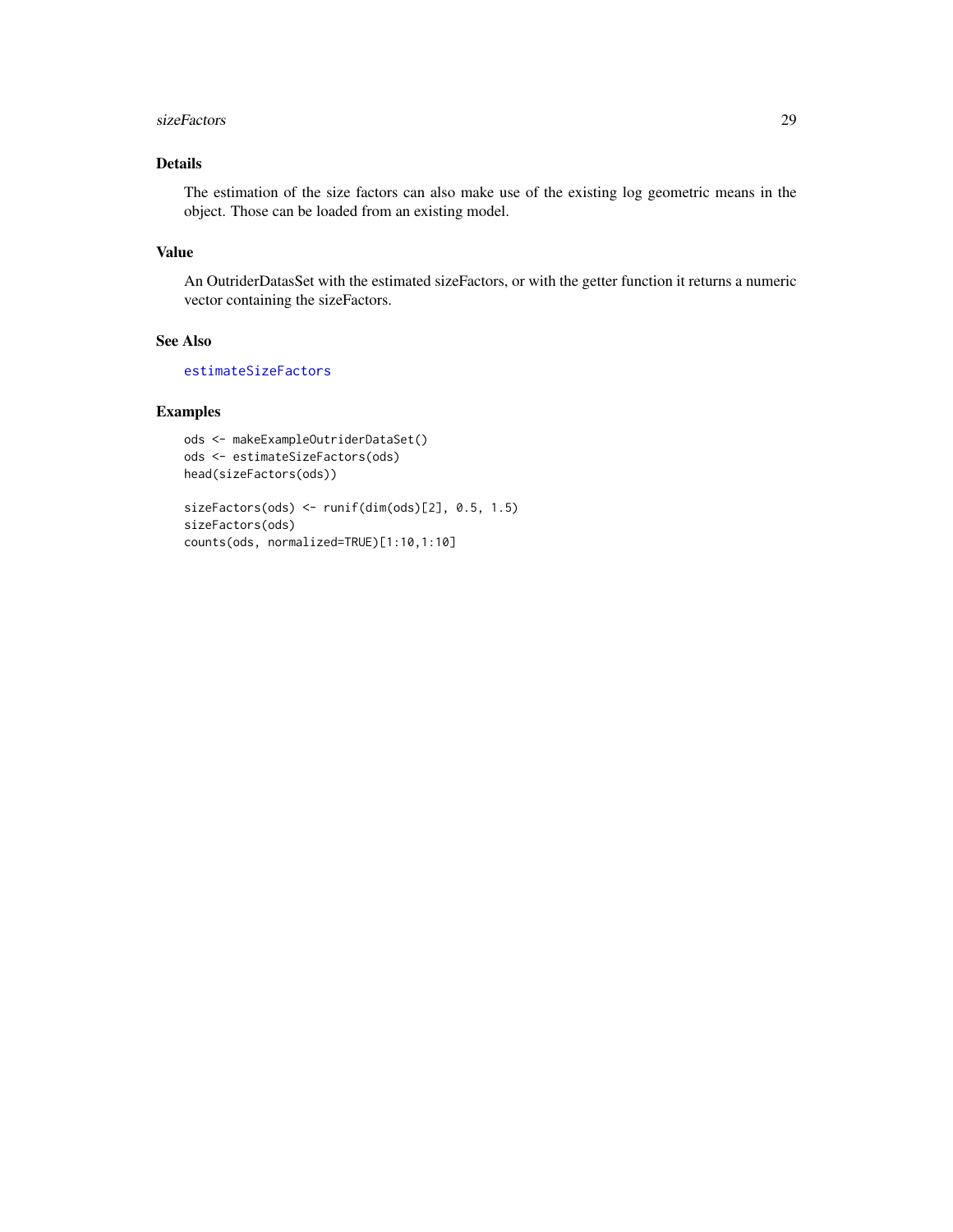## Details

The estimation of the size factors can also make use of the existing log geometric means in the object. Those can be loaded from an existing model.

## Value

An OutriderDatasSet with the estimated sizeFactors, or with the getter function it returns a numeric vector containing the sizeFactors.

## See Also

estimateSizeFactors

## Examples

```
ods <- makeExampleOutriderDataSet()
ods <- estimateSizeFactors(ods)
head(sizeFactors(ods))

sizeFactors(ods) <- runif(dim(ods)[2], 0.5, 1.5)
sizeFactors(ods)
counts(ods, normalized=TRUE)[1:10,1:10]
```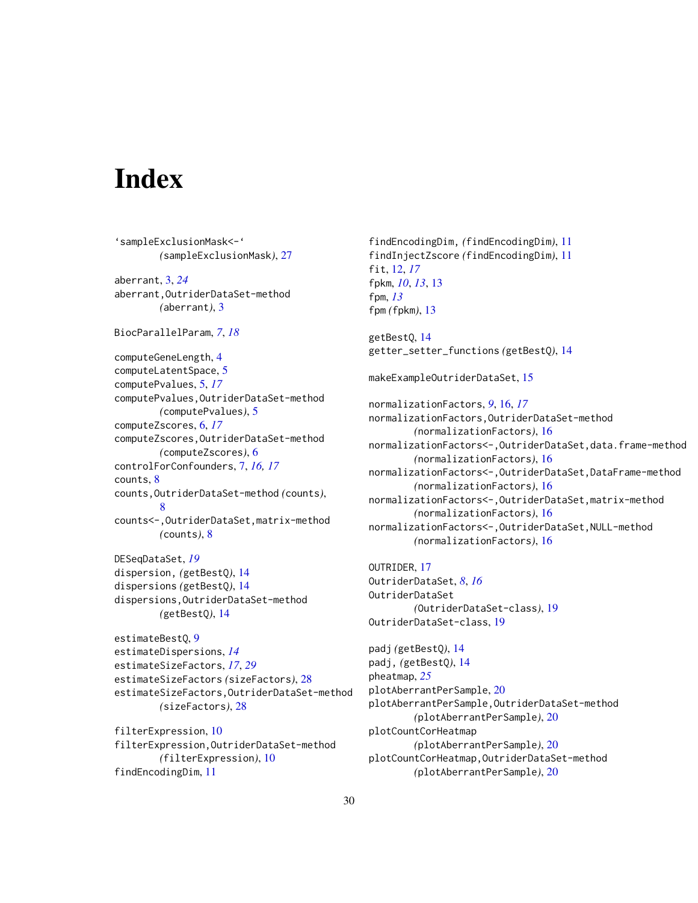# Index

`sampleExclusionMask<-`
        *(sampleExclusionMask)*, 27

aberrant, 3, *24*
aberrant,OutriderDataSet-method
        *(aberrant)*, 3

BiocParallelParam, *7*, *18*

computeGeneLength, 4
computeLatentSpace, 5
computePvalues, 5, *17*
computePvalues,OutriderDataSet-method
        *(computePvalues)*, 5
computeZscores, 6, *17*
computeZscores,OutriderDataSet-method
        *(computeZscores)*, 6
controlForConfounders, 7, *16*, *17*
counts, 8
counts,OutriderDataSet-method *(counts)*,
        8
counts<-,OutriderDataSet,matrix-method
        *(counts)*, 8

DESeqDataSet, *19*
dispersion, *(getBestQ)*, 14
dispersions *(getBestQ)*, 14
dispersions,OutriderDataSet-method
        *(getBestQ)*, 14

estimateBestQ, 9
estimateDispersions, *14*
estimateSizeFactors, *17*, *29*
estimateSizeFactors *(sizeFactors)*, 28
estimateSizeFactors,OutriderDataSet-method
        *(sizeFactors)*, 28

filterExpression, 10
filterExpression,OutriderDataSet-method
        *(filterExpression)*, 10
findEncodingDim, 11
findEncodingDim, *(findEncodingDim)*, 11
findInjectZscore *(findEncodingDim)*, 11
fit, 12, *17*
fpkm, *10*, *13*, 13
fpm, *13*
fpm *(fpkm)*, 13

getBestQ, 14
getter_setter_functions *(getBestQ)*, 14

makeExampleOutriderDataSet, 15

normalizationFactors, *9*, 16, *17*
normalizationFactors,OutriderDataSet-method
        *(normalizationFactors)*, 16
normalizationFactors<-,OutriderDataSet,data.frame-method
        *(normalizationFactors)*, 16
normalizationFactors<-,OutriderDataSet,DataFrame-method
        *(normalizationFactors)*, 16
normalizationFactors<-,OutriderDataSet,matrix-method
        *(normalizationFactors)*, 16
normalizationFactors<-,OutriderDataSet,NULL-method
        *(normalizationFactors)*, 16

OUTRIDER, 17
OutriderDataSet, *8*, *16*
OutriderDataSet
        *(OutriderDataSet-class)*, 19
OutriderDataSet-class, 19

padj *(getBestQ)*, 14
padj, *(getBestQ)*, 14
pheatmap, *25*
plotAberrantPerSample, 20
plotAberrantPerSample,OutriderDataSet-method
        *(plotAberrantPerSample)*, 20
plotCountCorHeatmap
        *(plotAberrantPerSample)*, 20
plotCountCorHeatmap,OutriderDataSet-method
        *(plotAberrantPerSample)*, 20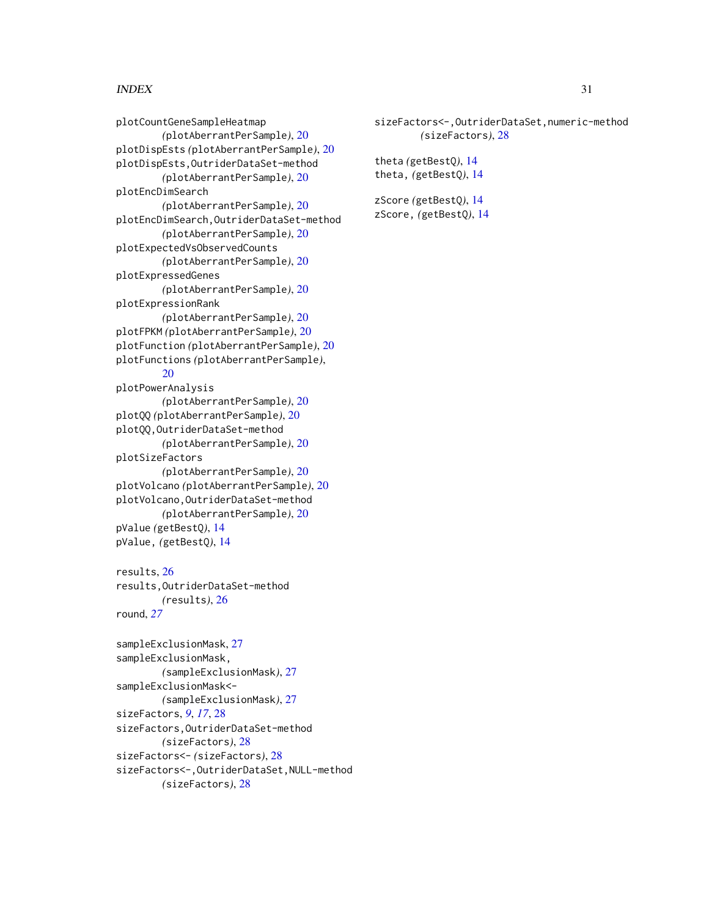plotCountGeneSampleHeatmap
  (plotAberrantPerSample), 20
plotDispEsts (plotAberrantPerSample), 20
plotDispEsts,OutriderDataSet-method
  (plotAberrantPerSample), 20
plotEncDimSearch
  (plotAberrantPerSample), 20
plotEncDimSearch,OutriderDataSet-method
  (plotAberrantPerSample), 20
plotExpectedVsObservedCounts
  (plotAberrantPerSample), 20
plotExpressedGenes
  (plotAberrantPerSample), 20
plotExpressionRank
  (plotAberrantPerSample), 20
plotFPKM (plotAberrantPerSample), 20
plotFunction (plotAberrantPerSample), 20
plotFunctions (plotAberrantPerSample),
  20
plotPowerAnalysis
  (plotAberrantPerSample), 20
plotQQ (plotAberrantPerSample), 20
plotQQ,OutriderDataSet-method
  (plotAberrantPerSample), 20
plotSizeFactors
  (plotAberrantPerSample), 20
plotVolcano (plotAberrantPerSample), 20
plotVolcano,OutriderDataSet-method
  (plotAberrantPerSample), 20
pValue (getBestQ), 14
pValue, (getBestQ), 14

results, 26
results,OutriderDataSet-method
  (results), 26
round, *27*

sampleExclusionMask, 27
sampleExclusionMask,
  (sampleExclusionMask), 27
sampleExclusionMask<-
  (sampleExclusionMask), 27
sizeFactors, *9*, *17*, 28
sizeFactors,OutriderDataSet-method
  (sizeFactors), 28
sizeFactors<- (sizeFactors), 28
sizeFactors<-,OutriderDataSet,NULL-method
  (sizeFactors), 28
sizeFactors<-,OutriderDataSet,numeric-method
  (sizeFactors), 28

theta (getBestQ), 14
theta, (getBestQ), 14

zScore (getBestQ), 14
zScore, (getBestQ), 14